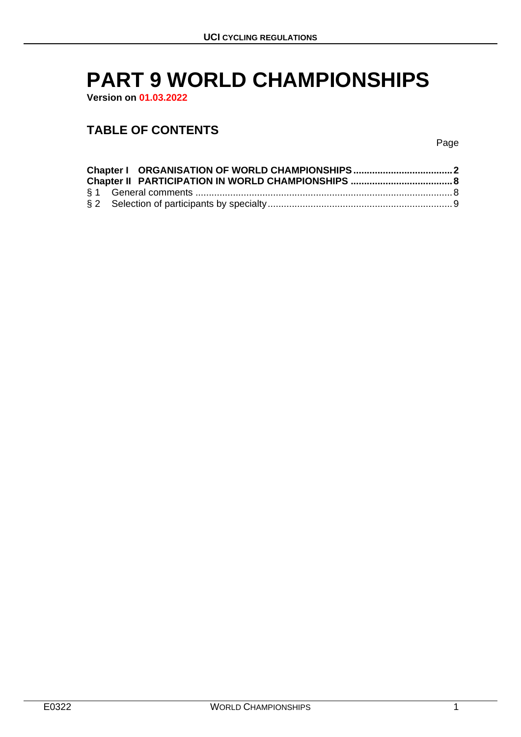# PART 9 WORLD CHAMPIONSHIPS

**Version on 01.03.2022**

## TABLE OF CONTENTS

Page

**Chapter I ORGANISATION OF WORLD CHAMPIONSHIPS .................................... 2**
**Chapter II PARTICIPATION IN WORLD CHAMPIONSHIPS ..................................... 8**
§ 1 General comments ............................................................................................... 8
§ 2 Selection of participants by specialty ..................................................................... 9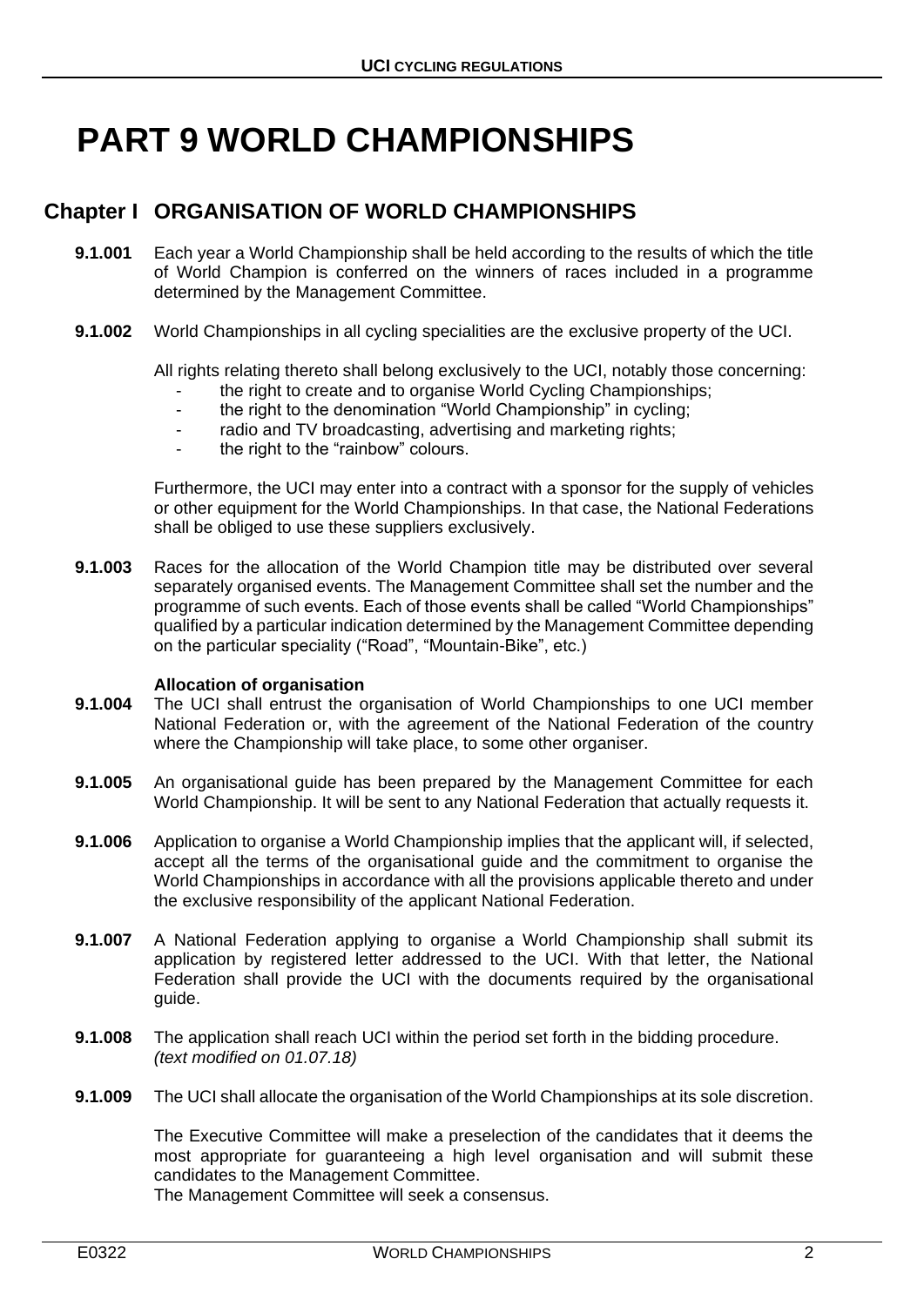# PART 9 WORLD CHAMPIONSHIPS

## Chapter I ORGANISATION OF WORLD CHAMPIONSHIPS

**9.1.001** Each year a World Championship shall be held according to the results of which the title of World Champion is conferred on the winners of races included in a programme determined by the Management Committee.

**9.1.002** World Championships in all cycling specialities are the exclusive property of the UCI.

All rights relating thereto shall belong exclusively to the UCI, notably those concerning:

- the right to create and to organise World Cycling Championships;
- the right to the denomination "World Championship" in cycling;
- radio and TV broadcasting, advertising and marketing rights;
- the right to the "rainbow" colours.

Furthermore, the UCI may enter into a contract with a sponsor for the supply of vehicles or other equipment for the World Championships. In that case, the National Federations shall be obliged to use these suppliers exclusively.

**9.1.003** Races for the allocation of the World Champion title may be distributed over several separately organised events. The Management Committee shall set the number and the programme of such events. Each of those events shall be called "World Championships" qualified by a particular indication determined by the Management Committee depending on the particular speciality ("Road", "Mountain-Bike", etc.)

**Allocation of organisation**

**9.1.004** The UCI shall entrust the organisation of World Championships to one UCI member National Federation or, with the agreement of the National Federation of the country where the Championship will take place, to some other organiser.

**9.1.005** An organisational guide has been prepared by the Management Committee for each World Championship. It will be sent to any National Federation that actually requests it.

**9.1.006** Application to organise a World Championship implies that the applicant will, if selected, accept all the terms of the organisational guide and the commitment to organise the World Championships in accordance with all the provisions applicable thereto and under the exclusive responsibility of the applicant National Federation.

**9.1.007** A National Federation applying to organise a World Championship shall submit its application by registered letter addressed to the UCI. With that letter, the National Federation shall provide the UCI with the documents required by the organisational guide.

**9.1.008** The application shall reach UCI within the period set forth in the bidding procedure.
*(text modified on 01.07.18)*

**9.1.009** The UCI shall allocate the organisation of the World Championships at its sole discretion.

The Executive Committee will make a preselection of the candidates that it deems the most appropriate for guaranteeing a high level organisation and will submit these candidates to the Management Committee.
The Management Committee will seek a consensus.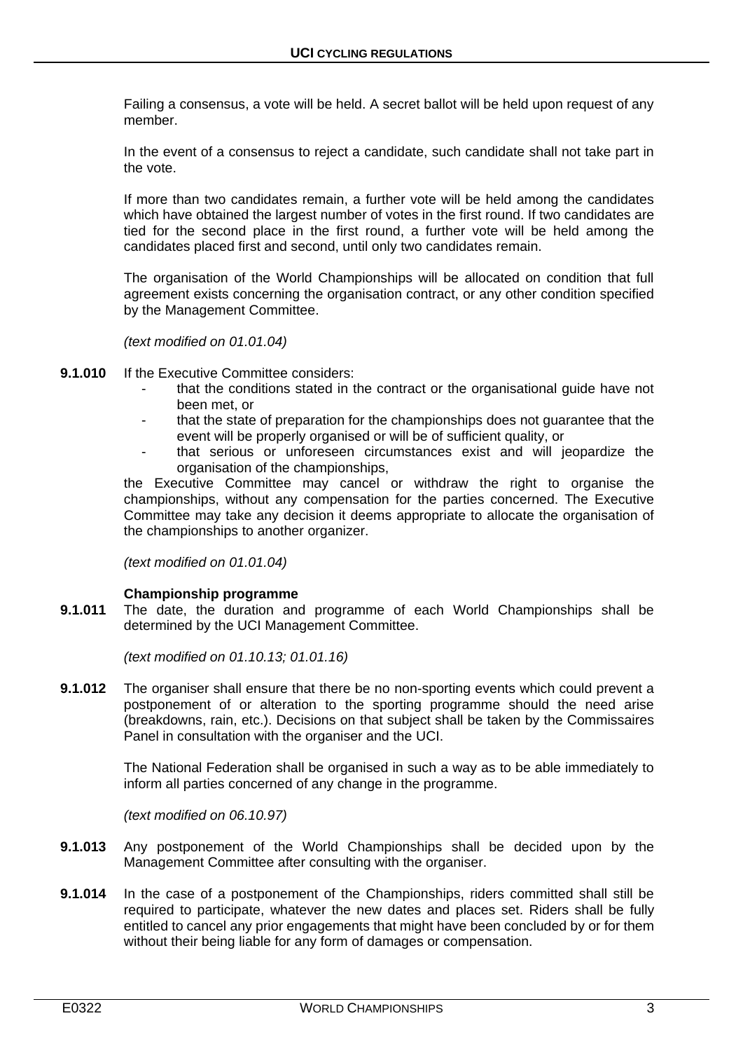Failing a consensus, a vote will be held. A secret ballot will be held upon request of any member.

In the event of a consensus to reject a candidate, such candidate shall not take part in the vote.

If more than two candidates remain, a further vote will be held among the candidates which have obtained the largest number of votes in the first round. If two candidates are tied for the second place in the first round, a further vote will be held among the candidates placed first and second, until only two candidates remain.

The organisation of the World Championships will be allocated on condition that full agreement exists concerning the organisation contract, or any other condition specified by the Management Committee.

*(text modified on 01.01.04)*

**9.1.010** If the Executive Committee considers:

- that the conditions stated in the contract or the organisational guide have not been met, or
- that the state of preparation for the championships does not guarantee that the event will be properly organised or will be of sufficient quality, or
- that serious or unforeseen circumstances exist and will jeopardize the organisation of the championships,

the Executive Committee may cancel or withdraw the right to organise the championships, without any compensation for the parties concerned. The Executive Committee may take any decision it deems appropriate to allocate the organisation of the championships to another organizer.

*(text modified on 01.01.04)*

**Championship programme**

**9.1.011** The date, the duration and programme of each World Championships shall be determined by the UCI Management Committee.

*(text modified on 01.10.13; 01.01.16)*

**9.1.012** The organiser shall ensure that there be no non-sporting events which could prevent a postponement of or alteration to the sporting programme should the need arise (breakdowns, rain, etc.). Decisions on that subject shall be taken by the Commissaires Panel in consultation with the organiser and the UCI.

The National Federation shall be organised in such a way as to be able immediately to inform all parties concerned of any change in the programme.

*(text modified on 06.10.97)*

**9.1.013** Any postponement of the World Championships shall be decided upon by the Management Committee after consulting with the organiser.

**9.1.014** In the case of a postponement of the Championships, riders committed shall still be required to participate, whatever the new dates and places set. Riders shall be fully entitled to cancel any prior engagements that might have been concluded by or for them without their being liable for any form of damages or compensation.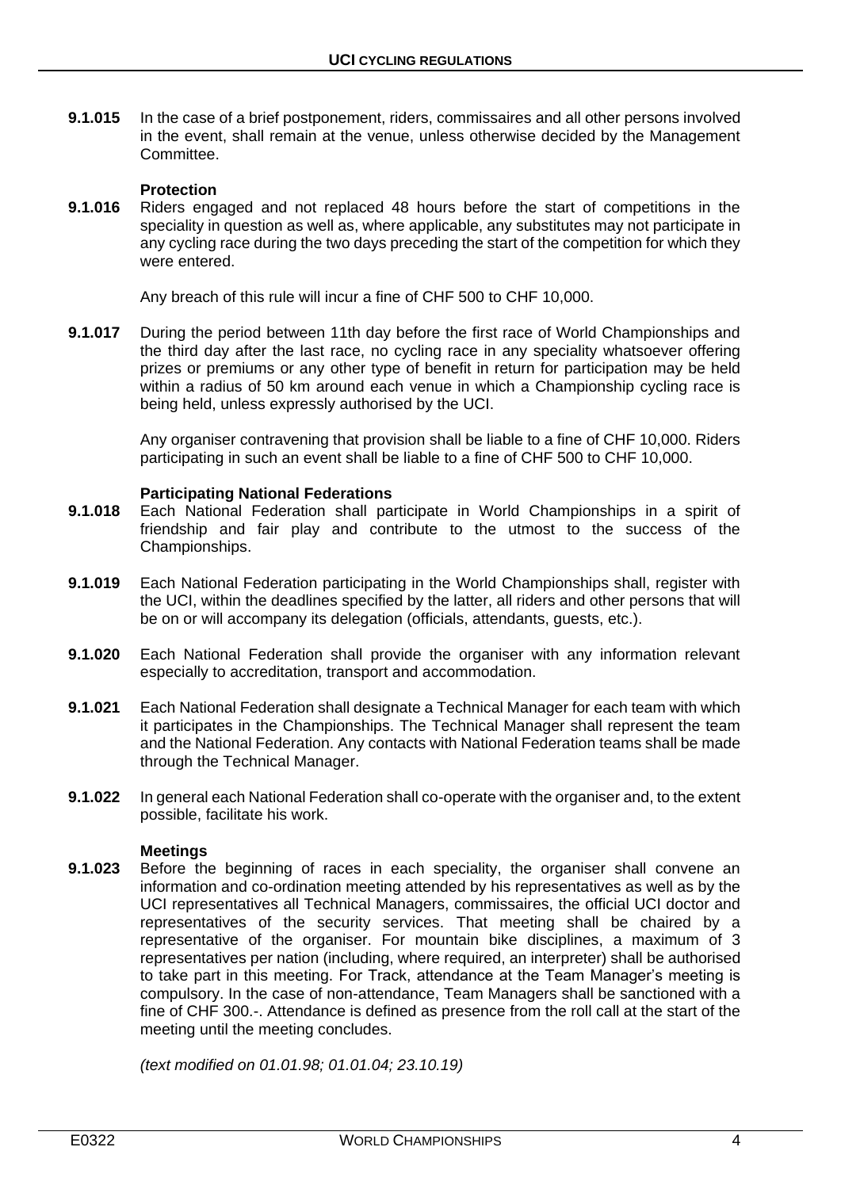**9.1.015** In the case of a brief postponement, riders, commissaires and all other persons involved in the event, shall remain at the venue, unless otherwise decided by the Management Committee.

**Protection**

**9.1.016** Riders engaged and not replaced 48 hours before the start of competitions in the speciality in question as well as, where applicable, any substitutes may not participate in any cycling race during the two days preceding the start of the competition for which they were entered.

Any breach of this rule will incur a fine of CHF 500 to CHF 10,000.

**9.1.017** During the period between 11th day before the first race of World Championships and the third day after the last race, no cycling race in any speciality whatsoever offering prizes or premiums or any other type of benefit in return for participation may be held within a radius of 50 km around each venue in which a Championship cycling race is being held, unless expressly authorised by the UCI.

Any organiser contravening that provision shall be liable to a fine of CHF 10,000. Riders participating in such an event shall be liable to a fine of CHF 500 to CHF 10,000.

**Participating National Federations**

**9.1.018** Each National Federation shall participate in World Championships in a spirit of friendship and fair play and contribute to the utmost to the success of the Championships.

**9.1.019** Each National Federation participating in the World Championships shall, register with the UCI, within the deadlines specified by the latter, all riders and other persons that will be on or will accompany its delegation (officials, attendants, guests, etc.).

**9.1.020** Each National Federation shall provide the organiser with any information relevant especially to accreditation, transport and accommodation.

**9.1.021** Each National Federation shall designate a Technical Manager for each team with which it participates in the Championships. The Technical Manager shall represent the team and the National Federation. Any contacts with National Federation teams shall be made through the Technical Manager.

**9.1.022** In general each National Federation shall co-operate with the organiser and, to the extent possible, facilitate his work.

**Meetings**

**9.1.023** Before the beginning of races in each speciality, the organiser shall convene an information and co-ordination meeting attended by his representatives as well as by the UCI representatives all Technical Managers, commissaires, the official UCI doctor and representatives of the security services. That meeting shall be chaired by a representative of the organiser. For mountain bike disciplines, a maximum of 3 representatives per nation (including, where required, an interpreter) shall be authorised to take part in this meeting. For Track, attendance at the Team Manager's meeting is compulsory. In the case of non-attendance, Team Managers shall be sanctioned with a fine of CHF 300.-. Attendance is defined as presence from the roll call at the start of the meeting until the meeting concludes.

*(text modified on 01.01.98; 01.01.04; 23.10.19)*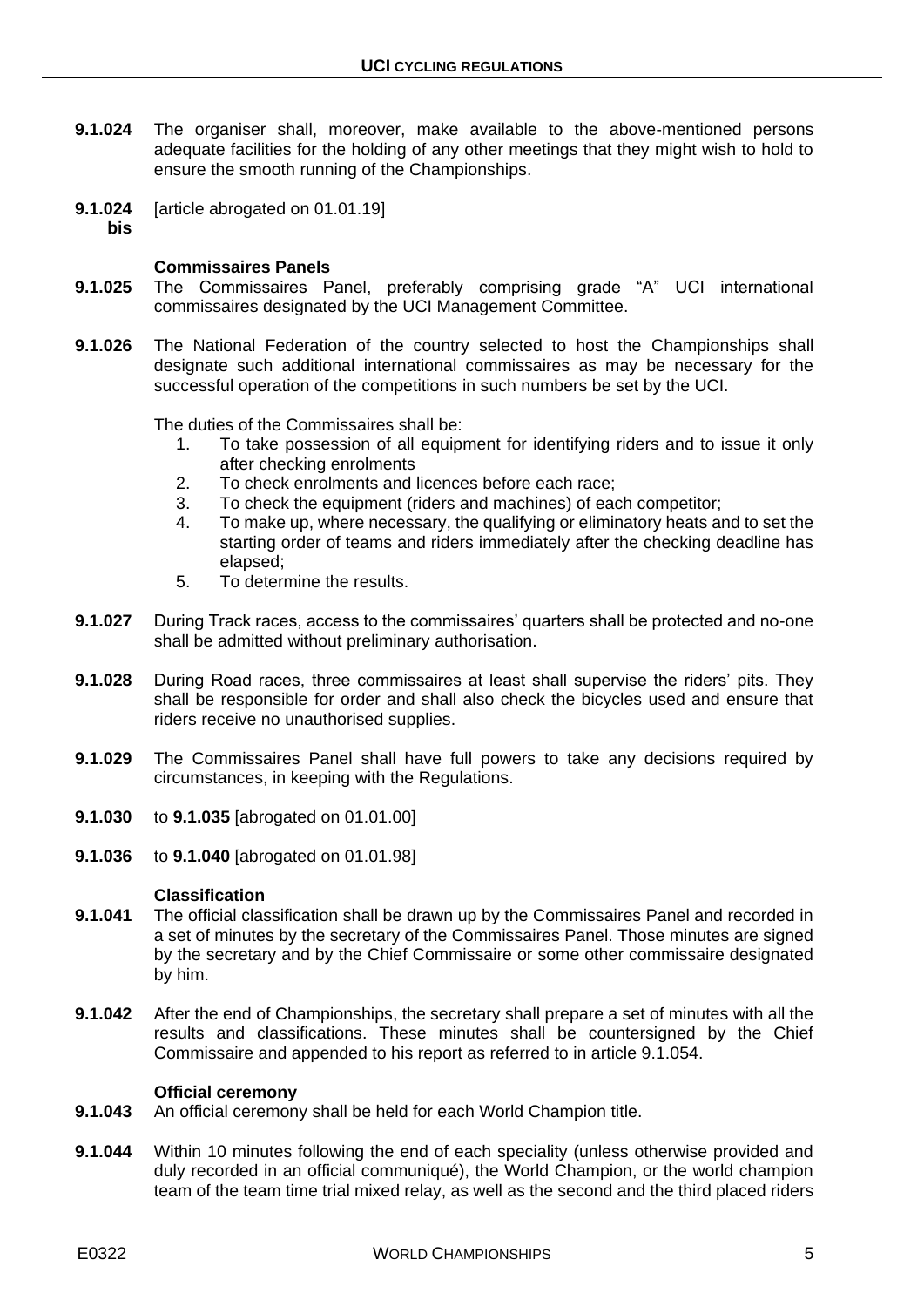**9.1.024** The organiser shall, moreover, make available to the above-mentioned persons adequate facilities for the holding of any other meetings that they might wish to hold to ensure the smooth running of the Championships.

**9.1.024 bis** [article abrogated on 01.01.19]

### Commissaires Panels

**9.1.025** The Commissaires Panel, preferably comprising grade "A" UCI international commissaires designated by the UCI Management Committee.

**9.1.026** The National Federation of the country selected to host the Championships shall designate such additional international commissaires as may be necessary for the successful operation of the competitions in such numbers be set by the UCI.

The duties of the Commissaires shall be:

1. To take possession of all equipment for identifying riders and to issue it only after checking enrolments
2. To check enrolments and licences before each race;
3. To check the equipment (riders and machines) of each competitor;
4. To make up, where necessary, the qualifying or eliminatory heats and to set the starting order of teams and riders immediately after the checking deadline has elapsed;
5. To determine the results.

**9.1.027** During Track races, access to the commissaires' quarters shall be protected and no-one shall be admitted without preliminary authorisation.

**9.1.028** During Road races, three commissaires at least shall supervise the riders' pits. They shall be responsible for order and shall also check the bicycles used and ensure that riders receive no unauthorised supplies.

**9.1.029** The Commissaires Panel shall have full powers to take any decisions required by circumstances, in keeping with the Regulations.

**9.1.030** to **9.1.035** [abrogated on 01.01.00]

**9.1.036** to **9.1.040** [abrogated on 01.01.98]

### Classification

**9.1.041** The official classification shall be drawn up by the Commissaires Panel and recorded in a set of minutes by the secretary of the Commissaires Panel. Those minutes are signed by the secretary and by the Chief Commissaire or some other commissaire designated by him.

**9.1.042** After the end of Championships, the secretary shall prepare a set of minutes with all the results and classifications. These minutes shall be countersigned by the Chief Commissaire and appended to his report as referred to in article 9.1.054.

### Official ceremony

**9.1.043** An official ceremony shall be held for each World Champion title.

**9.1.044** Within 10 minutes following the end of each speciality (unless otherwise provided and duly recorded in an official communiqué), the World Champion, or the world champion team of the team time trial mixed relay, as well as the second and the third placed riders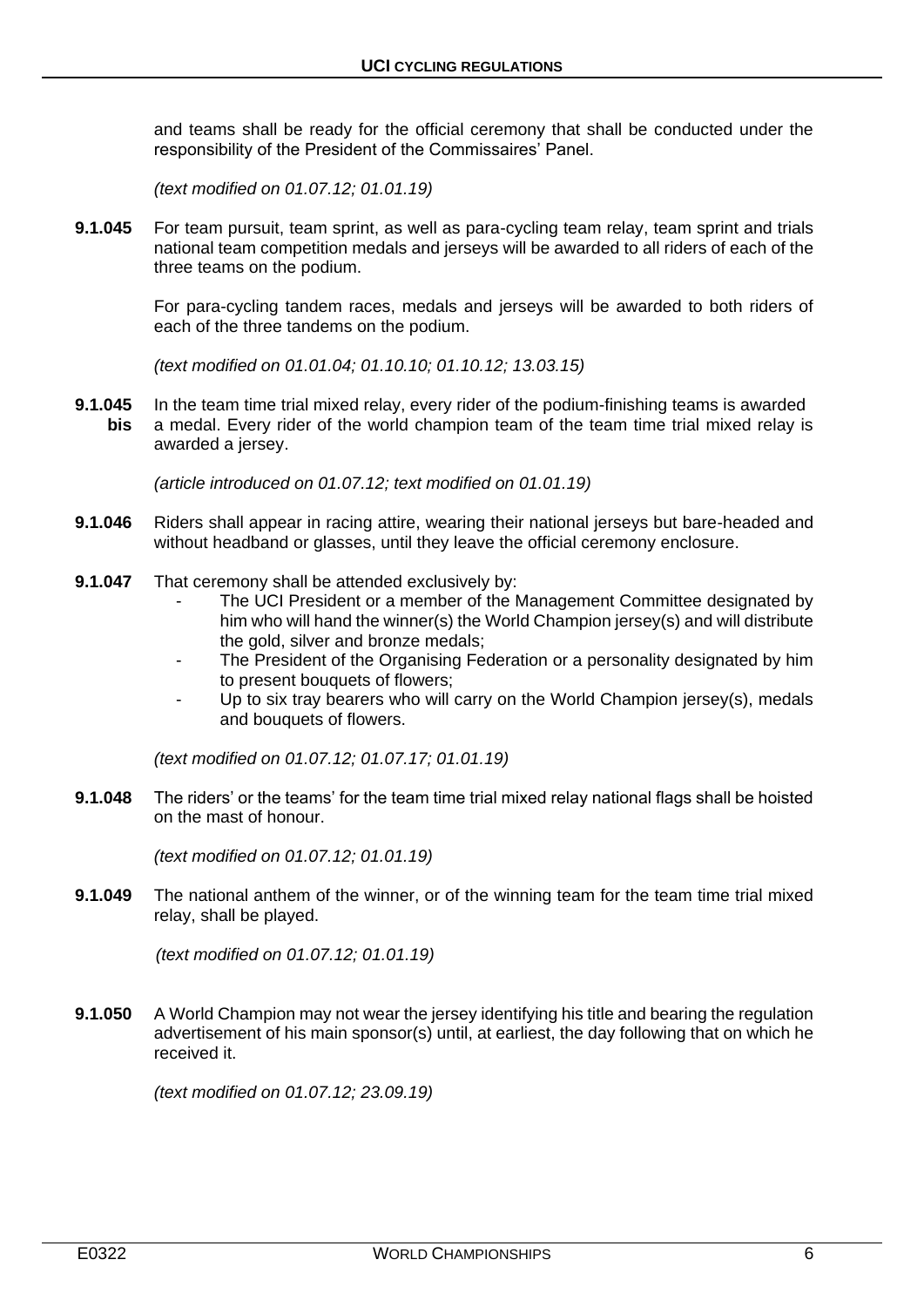and teams shall be ready for the official ceremony that shall be conducted under the responsibility of the President of the Commissaires' Panel.

*(text modified on 01.07.12; 01.01.19)*

**9.1.045** For team pursuit, team sprint, as well as para-cycling team relay, team sprint and trials national team competition medals and jerseys will be awarded to all riders of each of the three teams on the podium.

For para-cycling tandem races, medals and jerseys will be awarded to both riders of each of the three tandems on the podium.

*(text modified on 01.01.04; 01.10.10; 01.10.12; 13.03.15)*

**9.1.045 bis** In the team time trial mixed relay, every rider of the podium-finishing teams is awarded a medal. Every rider of the world champion team of the team time trial mixed relay is awarded a jersey.

*(article introduced on 01.07.12; text modified on 01.01.19)*

**9.1.046** Riders shall appear in racing attire, wearing their national jerseys but bare-headed and without headband or glasses, until they leave the official ceremony enclosure.

**9.1.047** That ceremony shall be attended exclusively by:

- The UCI President or a member of the Management Committee designated by him who will hand the winner(s) the World Champion jersey(s) and will distribute the gold, silver and bronze medals;
- The President of the Organising Federation or a personality designated by him to present bouquets of flowers;
- Up to six tray bearers who will carry on the World Champion jersey(s), medals and bouquets of flowers.

*(text modified on 01.07.12; 01.07.17; 01.01.19)*

**9.1.048** The riders' or the teams' for the team time trial mixed relay national flags shall be hoisted on the mast of honour.

*(text modified on 01.07.12; 01.01.19)*

**9.1.049** The national anthem of the winner, or of the winning team for the team time trial mixed relay, shall be played.

*(text modified on 01.07.12; 01.01.19)*

**9.1.050** A World Champion may not wear the jersey identifying his title and bearing the regulation advertisement of his main sponsor(s) until, at earliest, the day following that on which he received it.

*(text modified on 01.07.12; 23.09.19)*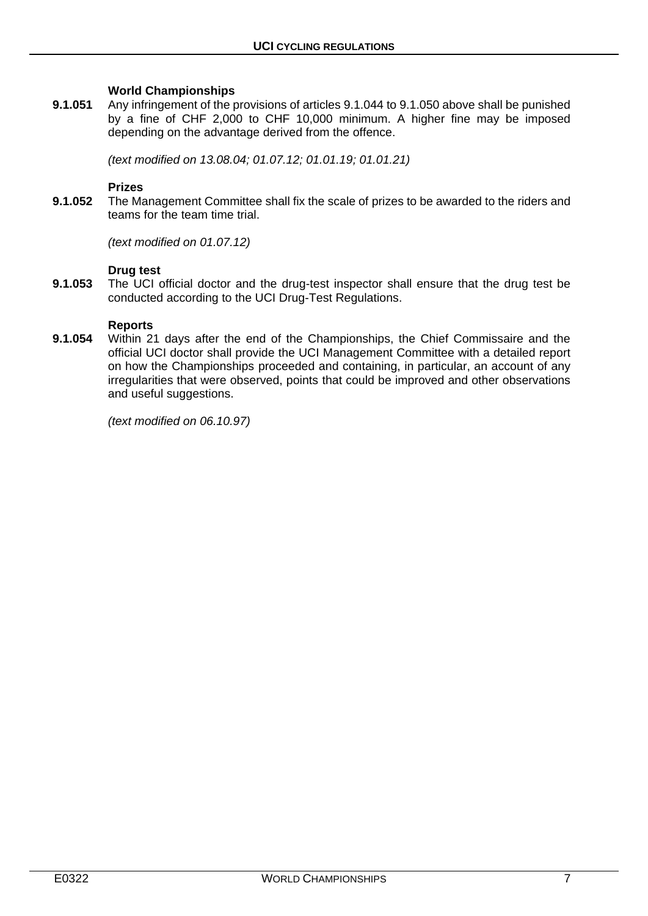**World Championships**

**9.1.051** Any infringement of the provisions of articles 9.1.044 to 9.1.050 above shall be punished by a fine of CHF 2,000 to CHF 10,000 minimum. A higher fine may be imposed depending on the advantage derived from the offence.

*(text modified on 13.08.04; 01.07.12; 01.01.19; 01.01.21)*

**Prizes**

**9.1.052** The Management Committee shall fix the scale of prizes to be awarded to the riders and teams for the team time trial.

*(text modified on 01.07.12)*

**Drug test**

**9.1.053** The UCI official doctor and the drug-test inspector shall ensure that the drug test be conducted according to the UCI Drug-Test Regulations.

**Reports**

**9.1.054** Within 21 days after the end of the Championships, the Chief Commissaire and the official UCI doctor shall provide the UCI Management Committee with a detailed report on how the Championships proceeded and containing, in particular, an account of any irregularities that were observed, points that could be improved and other observations and useful suggestions.

*(text modified on 06.10.97)*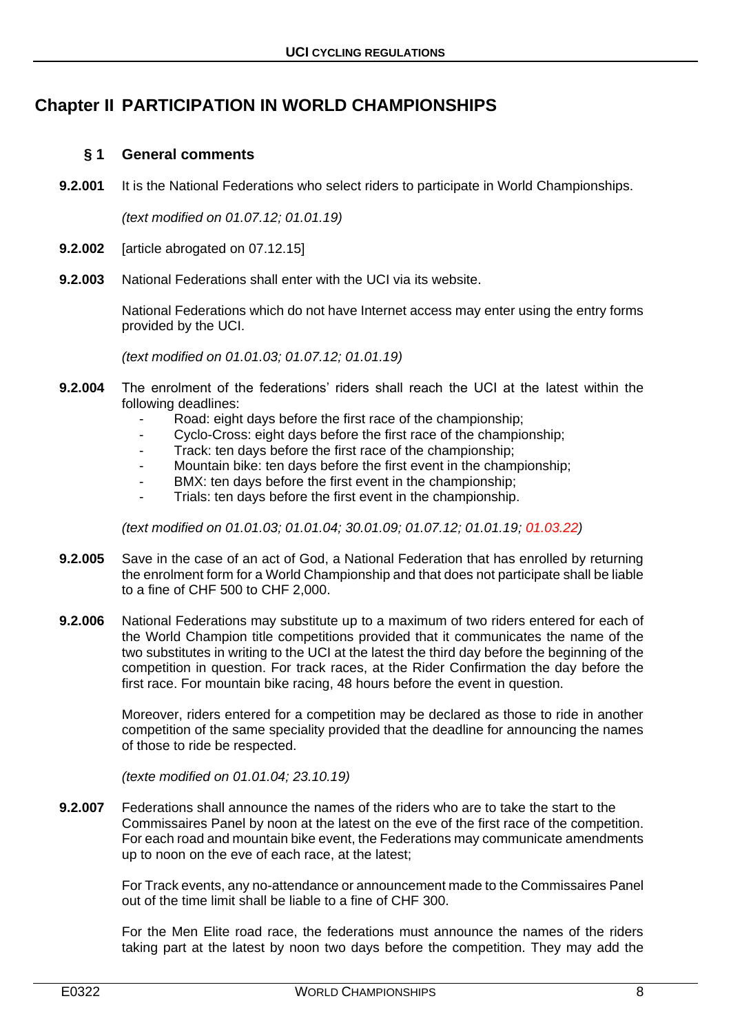# Chapter II PARTICIPATION IN WORLD CHAMPIONSHIPS

## § 1 General comments

**9.2.001** It is the National Federations who select riders to participate in World Championships.

*(text modified on 01.07.12; 01.01.19)*

**9.2.002** [article abrogated on 07.12.15]

**9.2.003** National Federations shall enter with the UCI via its website.

National Federations which do not have Internet access may enter using the entry forms provided by the UCI.

*(text modified on 01.01.03; 01.07.12; 01.01.19)*

**9.2.004** The enrolment of the federations' riders shall reach the UCI at the latest within the following deadlines:

- Road: eight days before the first race of the championship;
- Cyclo-Cross: eight days before the first race of the championship;
- Track: ten days before the first race of the championship;
- Mountain bike: ten days before the first event in the championship;
- BMX: ten days before the first event in the championship;
- Trials: ten days before the first event in the championship.

*(text modified on 01.01.03; 01.01.04; 30.01.09; 01.07.12; 01.01.19; 01.03.22)*

**9.2.005** Save in the case of an act of God, a National Federation that has enrolled by returning the enrolment form for a World Championship and that does not participate shall be liable to a fine of CHF 500 to CHF 2,000.

**9.2.006** National Federations may substitute up to a maximum of two riders entered for each of the World Champion title competitions provided that it communicates the name of the two substitutes in writing to the UCI at the latest the third day before the beginning of the competition in question. For track races, at the Rider Confirmation the day before the first race. For mountain bike racing, 48 hours before the event in question.

Moreover, riders entered for a competition may be declared as those to ride in another competition of the same speciality provided that the deadline for announcing the names of those to ride be respected.

*(texte modified on 01.01.04; 23.10.19)*

**9.2.007** Federations shall announce the names of the riders who are to take the start to the Commissaires Panel by noon at the latest on the eve of the first race of the competition. For each road and mountain bike event, the Federations may communicate amendments up to noon on the eve of each race, at the latest;

For Track events, any no-attendance or announcement made to the Commissaires Panel out of the time limit shall be liable to a fine of CHF 300.

For the Men Elite road race, the federations must announce the names of the riders taking part at the latest by noon two days before the competition. They may add the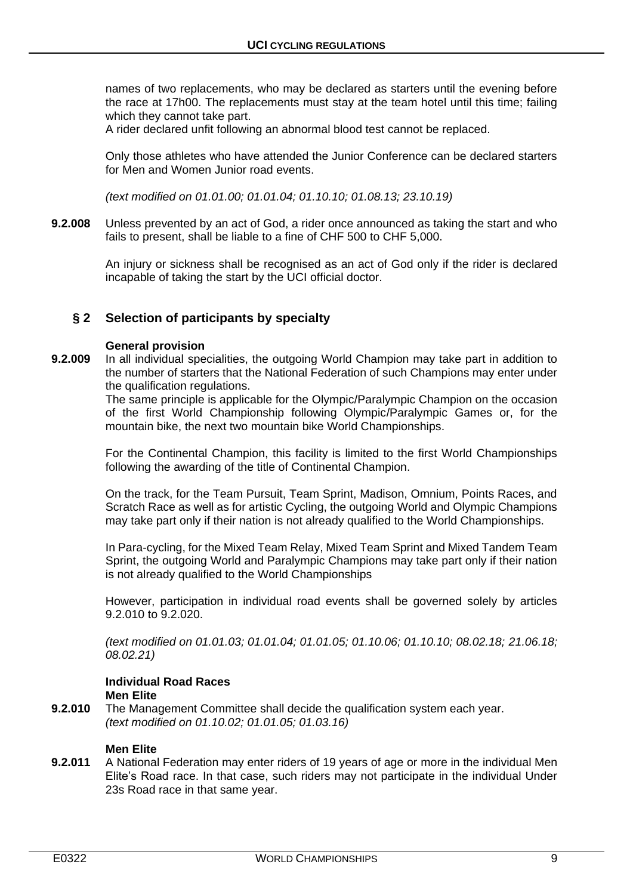names of two replacements, who may be declared as starters until the evening before the race at 17h00. The replacements must stay at the team hotel until this time; failing which they cannot take part.
A rider declared unfit following an abnormal blood test cannot be replaced.

Only those athletes who have attended the Junior Conference can be declared starters for Men and Women Junior road events.

*(text modified on 01.01.00; 01.01.04; 01.10.10; 01.08.13; 23.10.19)*

**9.2.008** Unless prevented by an act of God, a rider once announced as taking the start and who fails to present, shall be liable to a fine of CHF 500 to CHF 5,000.

An injury or sickness shall be recognised as an act of God only if the rider is declared incapable of taking the start by the UCI official doctor.

## § 2 Selection of participants by specialty

**General provision**

**9.2.009** In all individual specialities, the outgoing World Champion may take part in addition to the number of starters that the National Federation of such Champions may enter under the qualification regulations.
The same principle is applicable for the Olympic/Paralympic Champion on the occasion of the first World Championship following Olympic/Paralympic Games or, for the mountain bike, the next two mountain bike World Championships.

For the Continental Champion, this facility is limited to the first World Championships following the awarding of the title of Continental Champion.

On the track, for the Team Pursuit, Team Sprint, Madison, Omnium, Points Races, and Scratch Race as well as for artistic Cycling, the outgoing World and Olympic Champions may take part only if their nation is not already qualified to the World Championships.

In Para-cycling, for the Mixed Team Relay, Mixed Team Sprint and Mixed Tandem Team Sprint, the outgoing World and Paralympic Champions may take part only if their nation is not already qualified to the World Championships

However, participation in individual road events shall be governed solely by articles 9.2.010 to 9.2.020.

*(text modified on 01.01.03; 01.01.04; 01.01.05; 01.10.06; 01.10.10; 08.02.18; 21.06.18; 08.02.21)*

**Individual Road Races**
**Men Elite**

**9.2.010** The Management Committee shall decide the qualification system each year.
*(text modified on 01.10.02; 01.01.05; 01.03.16)*

**Men Elite**

**9.2.011** A National Federation may enter riders of 19 years of age or more in the individual Men Elite's Road race. In that case, such riders may not participate in the individual Under 23s Road race in that same year.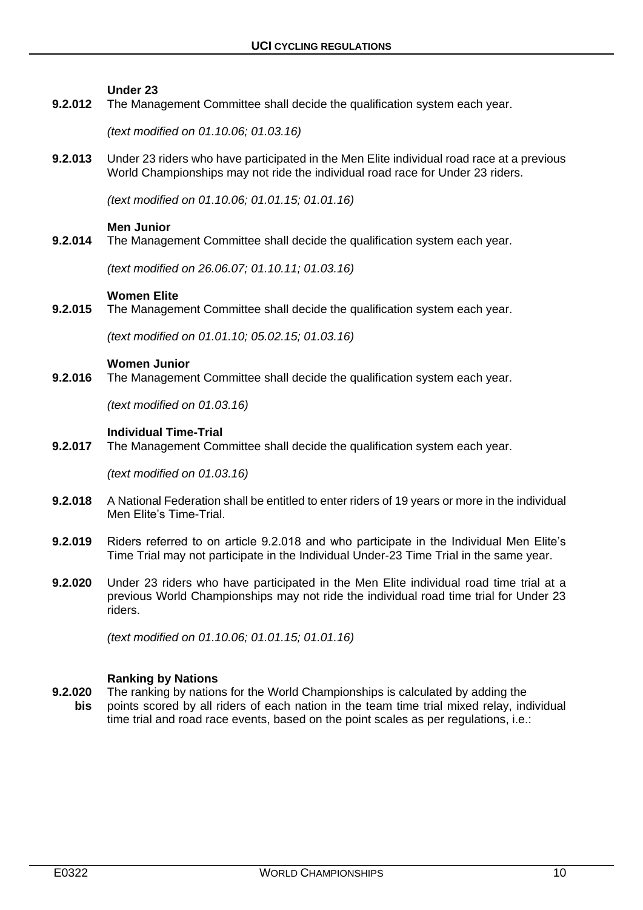**Under 23**

**9.2.012** The Management Committee shall decide the qualification system each year.

*(text modified on 01.10.06; 01.03.16)*

**9.2.013** Under 23 riders who have participated in the Men Elite individual road race at a previous World Championships may not ride the individual road race for Under 23 riders.

*(text modified on 01.10.06; 01.01.15; 01.01.16)*

**Men Junior**

**9.2.014** The Management Committee shall decide the qualification system each year.

*(text modified on 26.06.07; 01.10.11; 01.03.16)*

**Women Elite**

**9.2.015** The Management Committee shall decide the qualification system each year.

*(text modified on 01.01.10; 05.02.15; 01.03.16)*

**Women Junior**

**9.2.016** The Management Committee shall decide the qualification system each year.

*(text modified on 01.03.16)*

**Individual Time-Trial**

**9.2.017** The Management Committee shall decide the qualification system each year.

*(text modified on 01.03.16)*

**9.2.018** A National Federation shall be entitled to enter riders of 19 years or more in the individual Men Elite's Time-Trial.

**9.2.019** Riders referred to on article 9.2.018 and who participate in the Individual Men Elite's Time Trial may not participate in the Individual Under-23 Time Trial in the same year.

**9.2.020** Under 23 riders who have participated in the Men Elite individual road time trial at a previous World Championships may not ride the individual road time trial for Under 23 riders.

*(text modified on 01.10.06; 01.01.15; 01.01.16)*

**Ranking by Nations**

**9.2.020 bis** The ranking by nations for the World Championships is calculated by adding the points scored by all riders of each nation in the team time trial mixed relay, individual time trial and road race events, based on the point scales as per regulations, i.e.: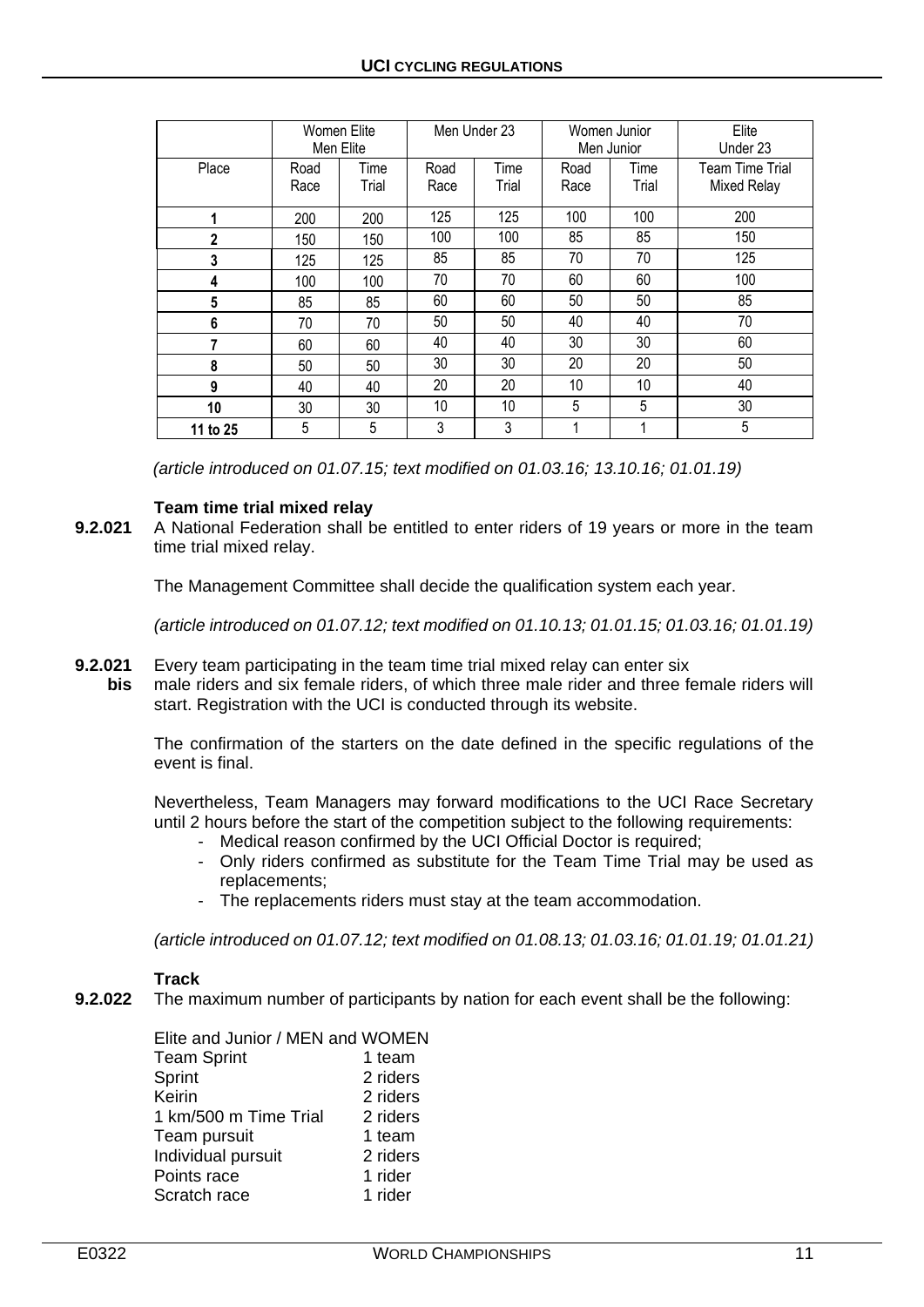| | Women Elite<br>Men Elite | | Men Under 23 | | Women Junior<br>Men Junior | | Elite<br>Under 23 |
|---|---|---|---|---|---|---|---|
| Place | Road Race | Time Trial | Road Race | Time Trial | Road Race | Time Trial | Team Time Trial Mixed Relay |
| **1** | 200 | 200 | 125 | 125 | 100 | 100 | 200 |
| **2** | 150 | 150 | 100 | 100 | 85 | 85 | 150 |
| **3** | 125 | 125 | 85 | 85 | 70 | 70 | 125 |
| **4** | 100 | 100 | 70 | 70 | 60 | 60 | 100 |
| **5** | 85 | 85 | 60 | 60 | 50 | 50 | 85 |
| **6** | 70 | 70 | 50 | 50 | 40 | 40 | 70 |
| **7** | 60 | 60 | 40 | 40 | 30 | 30 | 60 |
| **8** | 50 | 50 | 30 | 30 | 20 | 20 | 50 |
| **9** | 40 | 40 | 20 | 20 | 10 | 10 | 40 |
| **10** | 30 | 30 | 10 | 10 | 5 | 5 | 30 |
| **11 to 25** | 5 | 5 | 3 | 3 | 1 | 1 | 5 |

*(article introduced on 01.07.15; text modified on 01.03.16; 13.10.16; 01.01.19)*

**Team time trial mixed relay**

**9.2.021** A National Federation shall be entitled to enter riders of 19 years or more in the team time trial mixed relay.

The Management Committee shall decide the qualification system each year.

*(article introduced on 01.07.12; text modified on 01.10.13; 01.01.15; 01.03.16; 01.01.19)*

**9.2.021 bis** Every team participating in the team time trial mixed relay can enter six male riders and six female riders, of which three male rider and three female riders will start. Registration with the UCI is conducted through its website.

The confirmation of the starters on the date defined in the specific regulations of the event is final.

Nevertheless, Team Managers may forward modifications to the UCI Race Secretary until 2 hours before the start of the competition subject to the following requirements:

- Medical reason confirmed by the UCI Official Doctor is required;
- Only riders confirmed as substitute for the Team Time Trial may be used as replacements;
- The replacements riders must stay at the team accommodation.

*(article introduced on 01.07.12; text modified on 01.08.13; 01.03.16; 01.01.19; 01.01.21)*

**Track**

**9.2.022** The maximum number of participants by nation for each event shall be the following:

Elite and Junior / MEN and WOMEN

| | |
|---|---|
| Team Sprint | 1 team |
| Sprint | 2 riders |
| Keirin | 2 riders |
| 1 km/500 m Time Trial | 2 riders |
| Team pursuit | 1 team |
| Individual pursuit | 2 riders |
| Points race | 1 rider |
| Scratch race | 1 rider |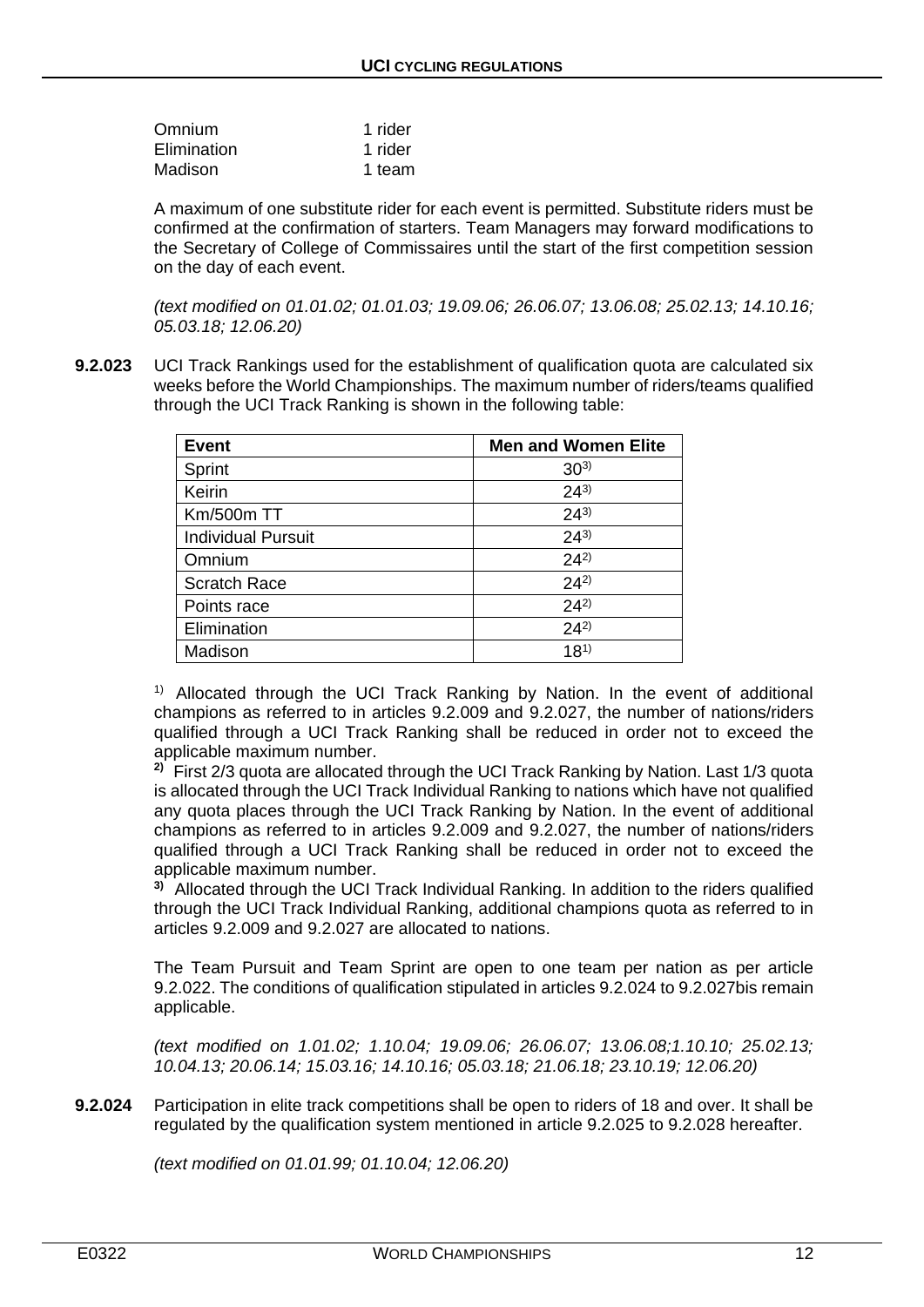| | |
|---|---|
| Omnium | 1 rider |
| Elimination | 1 rider |
| Madison | 1 team |

A maximum of one substitute rider for each event is permitted. Substitute riders must be confirmed at the confirmation of starters. Team Managers may forward modifications to the Secretary of College of Commissaires until the start of the first competition session on the day of each event.

*(text modified on 01.01.02; 01.01.03; 19.09.06; 26.06.07; 13.06.08; 25.02.13; 14.10.16; 05.03.18; 12.06.20)*

**9.2.023** UCI Track Rankings used for the establishment of qualification quota are calculated six weeks before the World Championships. The maximum number of riders/teams qualified through the UCI Track Ranking is shown in the following table:

| Event | Men and Women Elite |
|---|---|
| Sprint | 30[3)] |
| Keirin | 24[3)] |
| Km/500m TT | 24[3)] |
| Individual Pursuit | 24[3)] |
| Omnium | 24[2)] |
| Scratch Race | 24[2)] |
| Points race | 24[2)] |
| Elimination | 24[2)] |
| Madison | 18[1)] |

[1)] Allocated through the UCI Track Ranking by Nation. In the event of additional champions as referred to in articles 9.2.009 and 9.2.027, the number of nations/riders qualified through a UCI Track Ranking shall be reduced in order not to exceed the applicable maximum number.

**[2)]** First 2/3 quota are allocated through the UCI Track Ranking by Nation. Last 1/3 quota is allocated through the UCI Track Individual Ranking to nations which have not qualified any quota places through the UCI Track Ranking by Nation. In the event of additional champions as referred to in articles 9.2.009 and 9.2.027, the number of nations/riders qualified through a UCI Track Ranking shall be reduced in order not to exceed the applicable maximum number.

**[3)]** Allocated through the UCI Track Individual Ranking. In addition to the riders qualified through the UCI Track Individual Ranking, additional champions quota as referred to in articles 9.2.009 and 9.2.027 are allocated to nations.

The Team Pursuit and Team Sprint are open to one team per nation as per article 9.2.022. The conditions of qualification stipulated in articles 9.2.024 to 9.2.027bis remain applicable.

*(text modified on 1.01.02; 1.10.04; 19.09.06; 26.06.07; 13.06.08;1.10.10; 25.02.13; 10.04.13; 20.06.14; 15.03.16; 14.10.16; 05.03.18; 21.06.18; 23.10.19; 12.06.20)*

**9.2.024** Participation in elite track competitions shall be open to riders of 18 and over. It shall be regulated by the qualification system mentioned in article 9.2.025 to 9.2.028 hereafter.

*(text modified on 01.01.99; 01.10.04; 12.06.20)*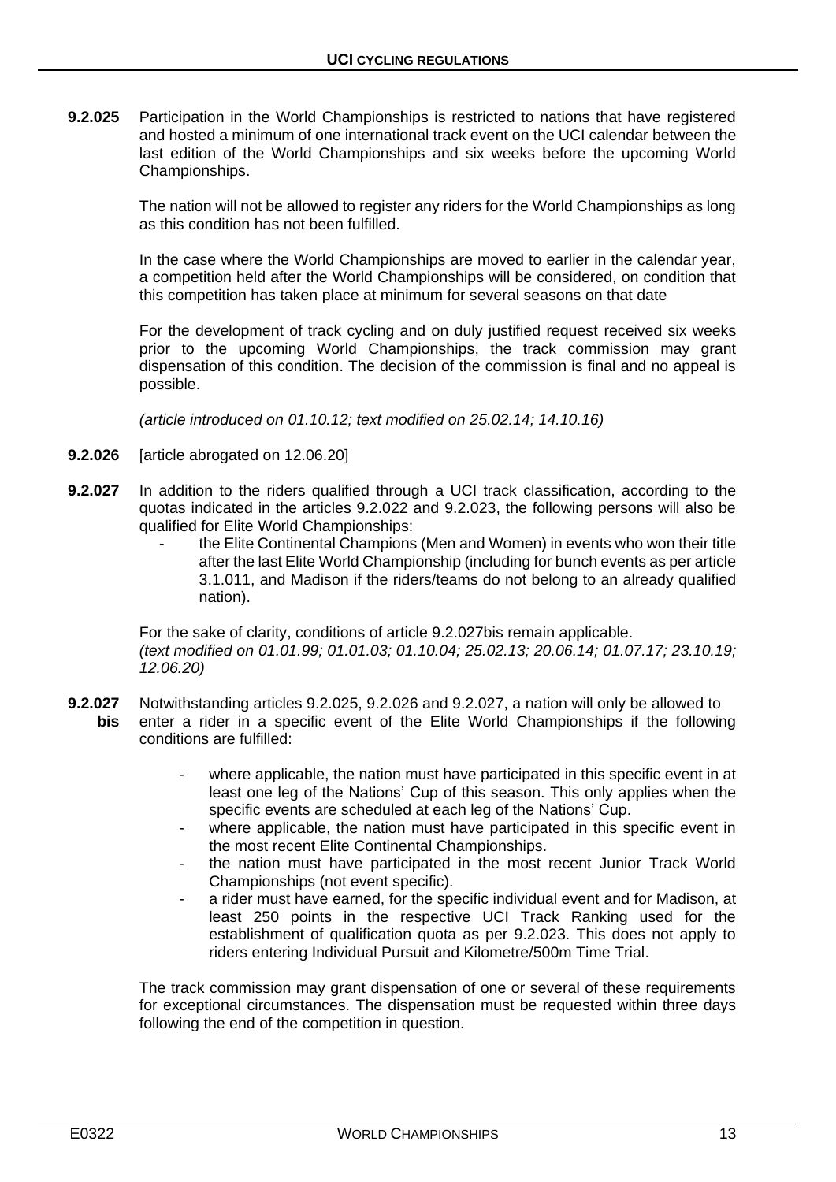**9.2.025** Participation in the World Championships is restricted to nations that have registered and hosted a minimum of one international track event on the UCI calendar between the last edition of the World Championships and six weeks before the upcoming World Championships.

The nation will not be allowed to register any riders for the World Championships as long as this condition has not been fulfilled.

In the case where the World Championships are moved to earlier in the calendar year, a competition held after the World Championships will be considered, on condition that this competition has taken place at minimum for several seasons on that date

For the development of track cycling and on duly justified request received six weeks prior to the upcoming World Championships, the track commission may grant dispensation of this condition. The decision of the commission is final and no appeal is possible.

*(article introduced on 01.10.12; text modified on 25.02.14; 14.10.16)*

**9.2.026** [article abrogated on 12.06.20]

**9.2.027** In addition to the riders qualified through a UCI track classification, according to the quotas indicated in the articles 9.2.022 and 9.2.023, the following persons will also be qualified for Elite World Championships:

- the Elite Continental Champions (Men and Women) in events who won their title after the last Elite World Championship (including for bunch events as per article 3.1.011, and Madison if the riders/teams do not belong to an already qualified nation).

For the sake of clarity, conditions of article 9.2.027bis remain applicable.
*(text modified on 01.01.99; 01.01.03; 01.10.04; 25.02.13; 20.06.14; 01.07.17; 23.10.19; 12.06.20)*

**9.2.027 bis** Notwithstanding articles 9.2.025, 9.2.026 and 9.2.027, a nation will only be allowed to enter a rider in a specific event of the Elite World Championships if the following conditions are fulfilled:

- where applicable, the nation must have participated in this specific event in at least one leg of the Nations' Cup of this season. This only applies when the specific events are scheduled at each leg of the Nations' Cup.
- where applicable, the nation must have participated in this specific event in the most recent Elite Continental Championships.
- the nation must have participated in the most recent Junior Track World Championships (not event specific).
- a rider must have earned, for the specific individual event and for Madison, at least 250 points in the respective UCI Track Ranking used for the establishment of qualification quota as per 9.2.023. This does not apply to riders entering Individual Pursuit and Kilometre/500m Time Trial.

The track commission may grant dispensation of one or several of these requirements for exceptional circumstances. The dispensation must be requested within three days following the end of the competition in question.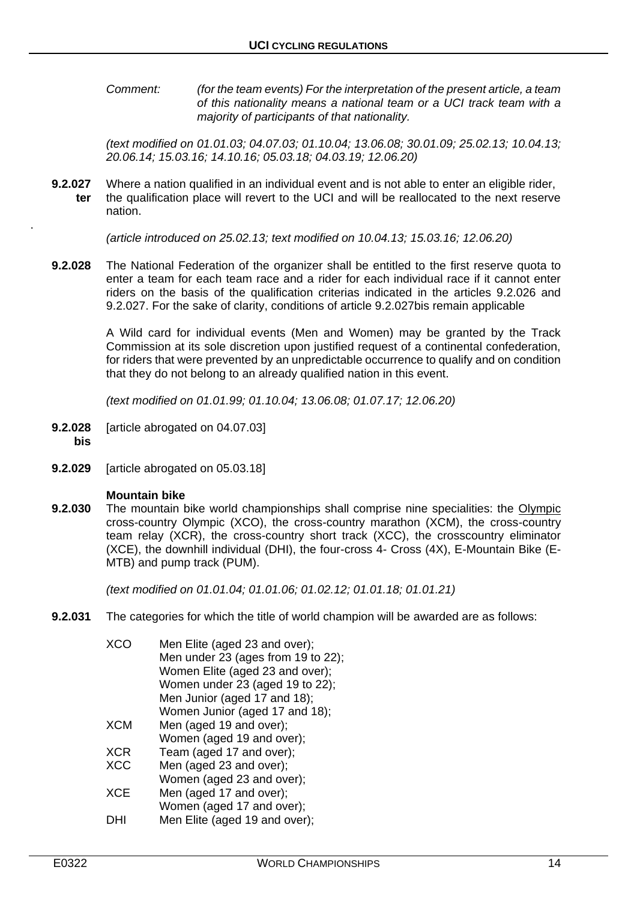*Comment: (for the team events) For the interpretation of the present article, a team of this nationality means a national team or a UCI track team with a majority of participants of that nationality.*

*(text modified on 01.01.03; 04.07.03; 01.10.04; 13.06.08; 30.01.09; 25.02.13; 10.04.13; 20.06.14; 15.03.16; 14.10.16; 05.03.18; 04.03.19; 12.06.20)*

**9.2.027 ter** Where a nation qualified in an individual event and is not able to enter an eligible rider, the qualification place will revert to the UCI and will be reallocated to the next reserve nation.

*(article introduced on 25.02.13; text modified on 10.04.13; 15.03.16; 12.06.20)*

**9.2.028** The National Federation of the organizer shall be entitled to the first reserve quota to enter a team for each team race and a rider for each individual race if it cannot enter riders on the basis of the qualification criterias indicated in the articles 9.2.026 and 9.2.027. For the sake of clarity, conditions of article 9.2.027bis remain applicable

A Wild card for individual events (Men and Women) may be granted by the Track Commission at its sole discretion upon justified request of a continental confederation, for riders that were prevented by an unpredictable occurrence to qualify and on condition that they do not belong to an already qualified nation in this event.

*(text modified on 01.01.99; 01.10.04; 13.06.08; 01.07.17; 12.06.20)*

**9.2.028 bis** [article abrogated on 04.07.03]

**9.2.029** [article abrogated on 05.03.18]

**Mountain bike**

**9.2.030** The mountain bike world championships shall comprise nine specialities: the Olympic cross-country Olympic (XCO), the cross-country marathon (XCM), the cross-country team relay (XCR), the cross-country short track (XCC), the crosscountry eliminator (XCE), the downhill individual (DHI), the four-cross 4- Cross (4X), E-Mountain Bike (E-MTB) and pump track (PUM).

*(text modified on 01.01.04; 01.01.06; 01.02.12; 01.01.18; 01.01.21)*

**9.2.031** The categories for which the title of world champion will be awarded are as follows:

| | |
|---|---|
| XCO | Men Elite (aged 23 and over); |
| | Men under 23 (ages from 19 to 22); |
| | Women Elite (aged 23 and over); |
| | Women under 23 (aged 19 to 22); |
| | Men Junior (aged 17 and 18); |
| | Women Junior (aged 17 and 18); |
| XCM | Men (aged 19 and over); |
| | Women (aged 19 and over); |
| XCR | Team (aged 17 and over); |
| XCC | Men (aged 23 and over); |
| | Women (aged 23 and over); |
| XCE | Men (aged 17 and over); |
| | Women (aged 17 and over); |
| DHI | Men Elite (aged 19 and over); |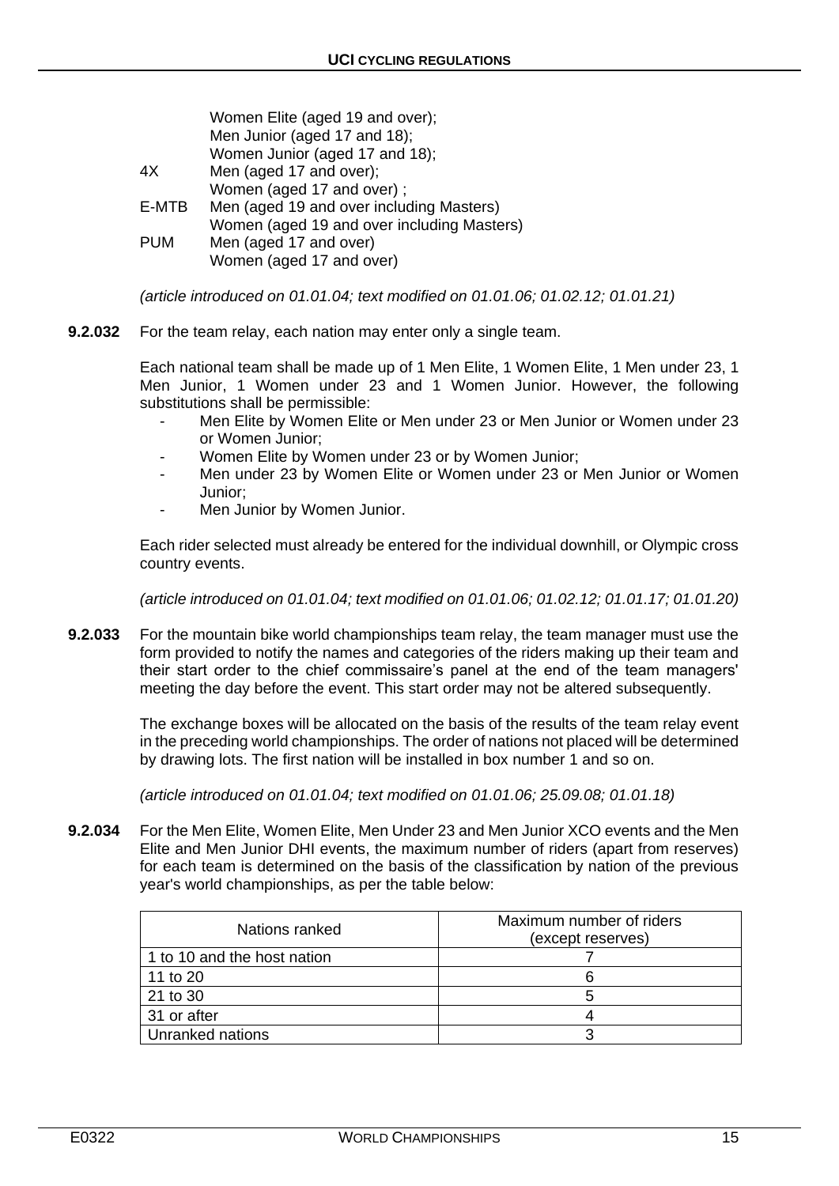Women Elite (aged 19 and over);
Men Junior (aged 17 and 18);
Women Junior (aged 17 and 18);

4X Men (aged 17 and over);
Women (aged 17 and over) ;

E-MTB Men (aged 19 and over including Masters)
Women (aged 19 and over including Masters)

PUM Men (aged 17 and over)
Women (aged 17 and over)

*(article introduced on 01.01.04; text modified on 01.01.06; 01.02.12; 01.01.21)*

**9.2.032** For the team relay, each nation may enter only a single team.

Each national team shall be made up of 1 Men Elite, 1 Women Elite, 1 Men under 23, 1 Men Junior, 1 Women under 23 and 1 Women Junior. However, the following substitutions shall be permissible:

- Men Elite by Women Elite or Men under 23 or Men Junior or Women under 23 or Women Junior;
- Women Elite by Women under 23 or by Women Junior;
- Men under 23 by Women Elite or Women under 23 or Men Junior or Women Junior;
- Men Junior by Women Junior.

Each rider selected must already be entered for the individual downhill, or Olympic cross country events.

*(article introduced on 01.01.04; text modified on 01.01.06; 01.02.12; 01.01.17; 01.01.20)*

**9.2.033** For the mountain bike world championships team relay, the team manager must use the form provided to notify the names and categories of the riders making up their team and their start order to the chief commissaire's panel at the end of the team managers' meeting the day before the event. This start order may not be altered subsequently.

The exchange boxes will be allocated on the basis of the results of the team relay event in the preceding world championships. The order of nations not placed will be determined by drawing lots. The first nation will be installed in box number 1 and so on.

*(article introduced on 01.01.04; text modified on 01.01.06; 25.09.08; 01.01.18)*

**9.2.034** For the Men Elite, Women Elite, Men Under 23 and Men Junior XCO events and the Men Elite and Men Junior DHI events, the maximum number of riders (apart from reserves) for each team is determined on the basis of the classification by nation of the previous year's world championships, as per the table below:

| Nations ranked | Maximum number of riders (except reserves) |
|---|---|
| 1 to 10 and the host nation | 7 |
| 11 to 20 | 6 |
| 21 to 30 | 5 |
| 31 or after | 4 |
| Unranked nations | 3 |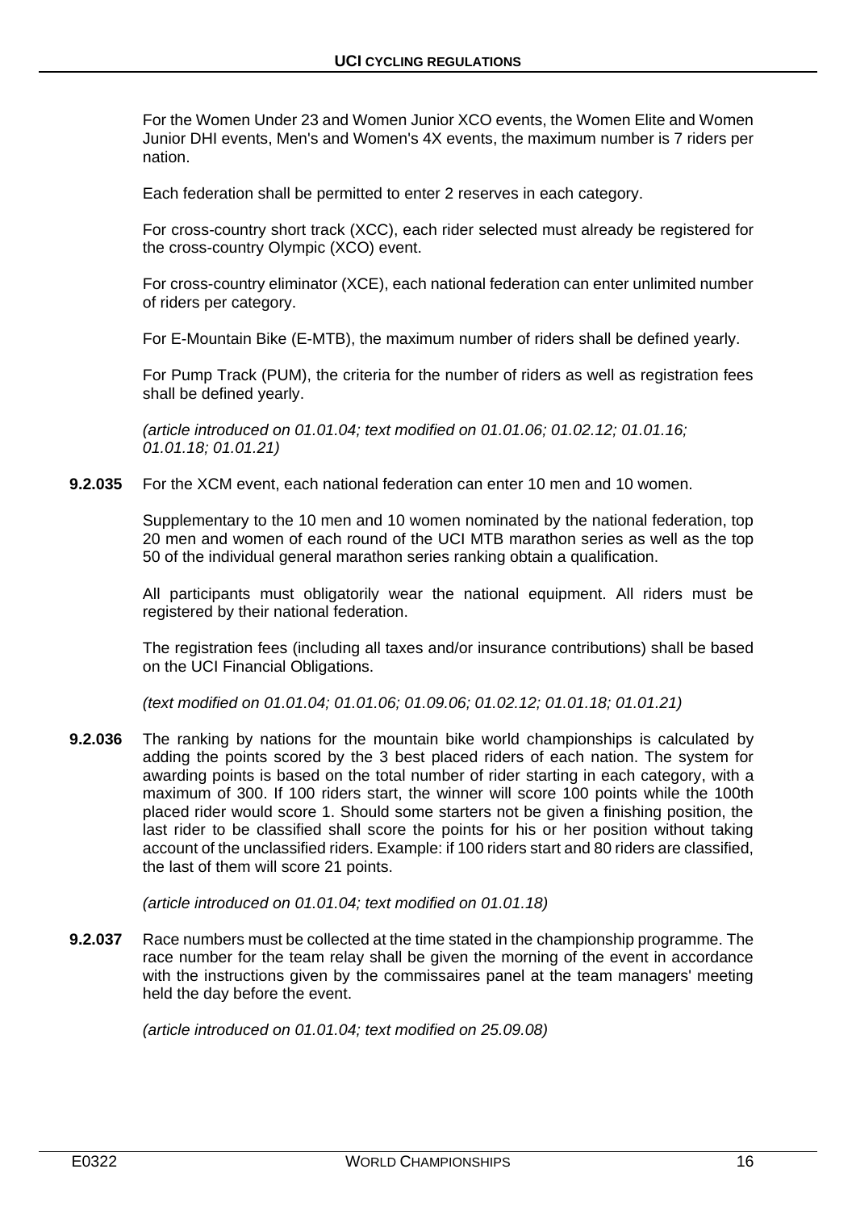For the Women Under 23 and Women Junior XCO events, the Women Elite and Women Junior DHI events, Men's and Women's 4X events, the maximum number is 7 riders per nation.

Each federation shall be permitted to enter 2 reserves in each category.

For cross-country short track (XCC), each rider selected must already be registered for the cross-country Olympic (XCO) event.

For cross-country eliminator (XCE), each national federation can enter unlimited number of riders per category.

For E-Mountain Bike (E-MTB), the maximum number of riders shall be defined yearly.

For Pump Track (PUM), the criteria for the number of riders as well as registration fees shall be defined yearly.

*(article introduced on 01.01.04; text modified on 01.01.06; 01.02.12; 01.01.16; 01.01.18; 01.01.21)*

**9.2.035** For the XCM event, each national federation can enter 10 men and 10 women.

Supplementary to the 10 men and 10 women nominated by the national federation, top 20 men and women of each round of the UCI MTB marathon series as well as the top 50 of the individual general marathon series ranking obtain a qualification.

All participants must obligatorily wear the national equipment. All riders must be registered by their national federation.

The registration fees (including all taxes and/or insurance contributions) shall be based on the UCI Financial Obligations.

*(text modified on 01.01.04; 01.01.06; 01.09.06; 01.02.12; 01.01.18; 01.01.21)*

**9.2.036** The ranking by nations for the mountain bike world championships is calculated by adding the points scored by the 3 best placed riders of each nation. The system for awarding points is based on the total number of rider starting in each category, with a maximum of 300. If 100 riders start, the winner will score 100 points while the 100th placed rider would score 1. Should some starters not be given a finishing position, the last rider to be classified shall score the points for his or her position without taking account of the unclassified riders. Example: if 100 riders start and 80 riders are classified, the last of them will score 21 points.

*(article introduced on 01.01.04; text modified on 01.01.18)*

**9.2.037** Race numbers must be collected at the time stated in the championship programme. The race number for the team relay shall be given the morning of the event in accordance with the instructions given by the commissaires panel at the team managers' meeting held the day before the event.

*(article introduced on 01.01.04; text modified on 25.09.08)*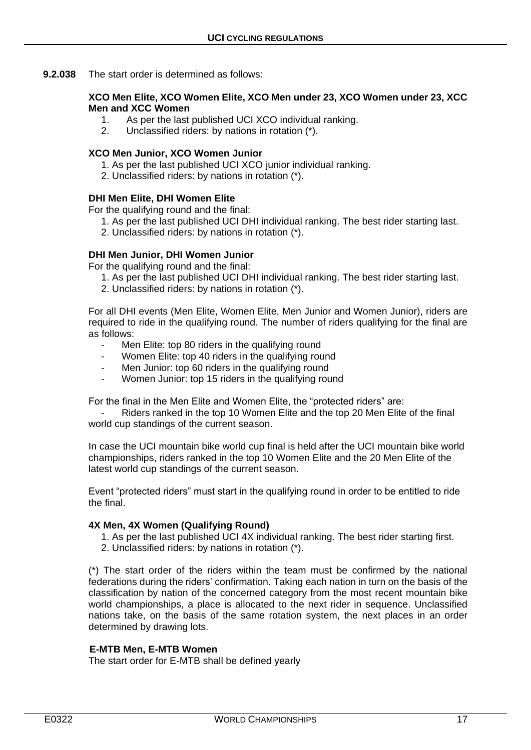**9.2.038** The start order is determined as follows:

**XCO Men Elite, XCO Women Elite, XCO Men under 23, XCO Women under 23, XCC Men and XCC Women**

1. As per the last published UCI XCO individual ranking.
2. Unclassified riders: by nations in rotation (*).

**XCO Men Junior, XCO Women Junior**

1. As per the last published UCI XCO junior individual ranking.
2. Unclassified riders: by nations in rotation (*).

**DHI Men Elite, DHI Women Elite**

For the qualifying round and the final:

1. As per the last published UCI DHI individual ranking. The best rider starting last.
2. Unclassified riders: by nations in rotation (*).

**DHI Men Junior, DHI Women Junior**

For the qualifying round and the final:

1. As per the last published UCI DHI individual ranking. The best rider starting last.
2. Unclassified riders: by nations in rotation (*).

For all DHI events (Men Elite, Women Elite, Men Junior and Women Junior), riders are required to ride in the qualifying round. The number of riders qualifying for the final are as follows:

- Men Elite: top 80 riders in the qualifying round
- Women Elite: top 40 riders in the qualifying round
- Men Junior: top 60 riders in the qualifying round
- Women Junior: top 15 riders in the qualifying round

For the final in the Men Elite and Women Elite, the "protected riders" are:

- Riders ranked in the top 10 Women Elite and the top 20 Men Elite of the final world cup standings of the current season.

In case the UCI mountain bike world cup final is held after the UCI mountain bike world championships, riders ranked in the top 10 Women Elite and the 20 Men Elite of the latest world cup standings of the current season.

Event "protected riders" must start in the qualifying round in order to be entitled to ride the final.

**4X Men, 4X Women (Qualifying Round)**

1. As per the last published UCI 4X individual ranking. The best rider starting first.
2. Unclassified riders: by nations in rotation (*).

(*) The start order of the riders within the team must be confirmed by the national federations during the riders' confirmation. Taking each nation in turn on the basis of the classification by nation of the concerned category from the most recent mountain bike world championships, a place is allocated to the next rider in sequence. Unclassified nations take, on the basis of the same rotation system, the next places in an order determined by drawing lots.

**E-MTB Men, E-MTB Women**

The start order for E-MTB shall be defined yearly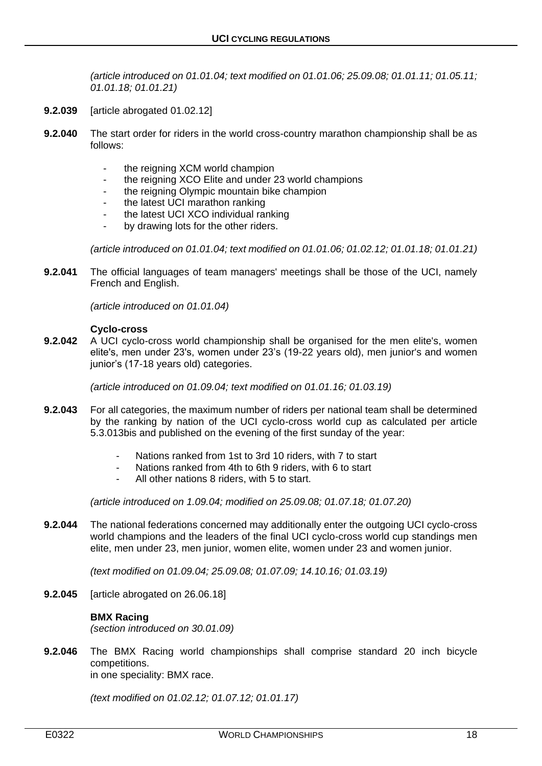*(article introduced on 01.01.04; text modified on 01.01.06; 25.09.08; 01.01.11; 01.05.11; 01.01.18; 01.01.21)*

**9.2.039** [article abrogated 01.02.12]

**9.2.040** The start order for riders in the world cross-country marathon championship shall be as follows:

- the reigning XCM world champion
- the reigning XCO Elite and under 23 world champions
- the reigning Olympic mountain bike champion
- the latest UCI marathon ranking
- the latest UCI XCO individual ranking
- by drawing lots for the other riders.

*(article introduced on 01.01.04; text modified on 01.01.06; 01.02.12; 01.01.18; 01.01.21)*

**9.2.041** The official languages of team managers' meetings shall be those of the UCI, namely French and English.

*(article introduced on 01.01.04)*

### Cyclo-cross

**9.2.042** A UCI cyclo-cross world championship shall be organised for the men elite's, women elite's, men under 23's, women under 23's (19-22 years old), men junior's and women junior's (17-18 years old) categories.

*(article introduced on 01.09.04; text modified on 01.01.16; 01.03.19)*

**9.2.043** For all categories, the maximum number of riders per national team shall be determined by the ranking by nation of the UCI cyclo-cross world cup as calculated per article 5.3.013bis and published on the evening of the first sunday of the year:

- Nations ranked from 1st to 3rd 10 riders, with 7 to start
- Nations ranked from 4th to 6th 9 riders, with 6 to start
- All other nations 8 riders, with 5 to start.

*(article introduced on 1.09.04; modified on 25.09.08; 01.07.18; 01.07.20)*

**9.2.044** The national federations concerned may additionally enter the outgoing UCI cyclo-cross world champions and the leaders of the final UCI cyclo-cross world cup standings men elite, men under 23, men junior, women elite, women under 23 and women junior.

*(text modified on 01.09.04; 25.09.08; 01.07.09; 14.10.16; 01.03.19)*

**9.2.045** [article abrogated on 26.06.18]

### BMX Racing

*(section introduced on 30.01.09)*

**9.2.046** The BMX Racing world championships shall comprise standard 20 inch bicycle competitions.
in one speciality: BMX race.

*(text modified on 01.02.12; 01.07.12; 01.01.17)*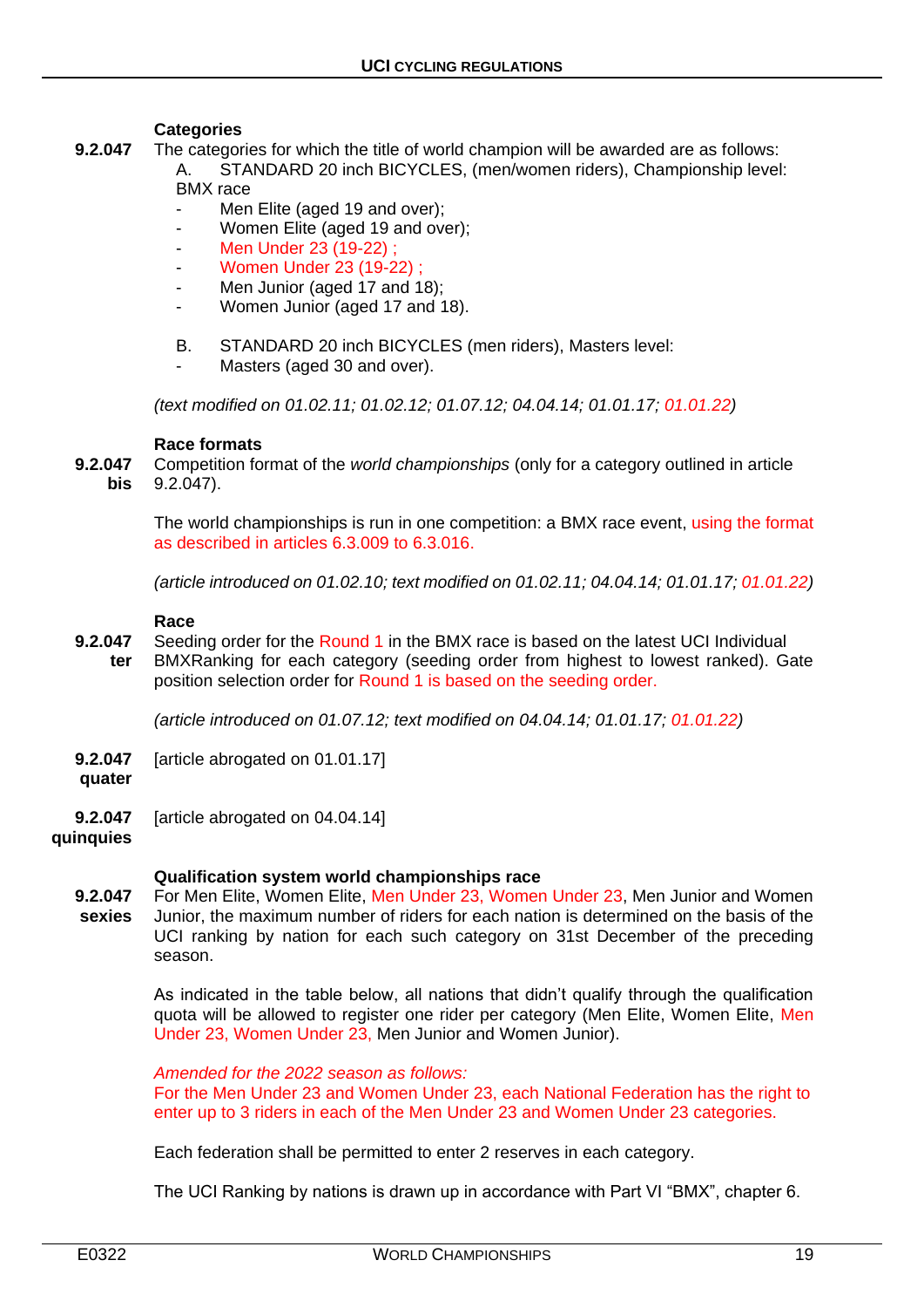**Categories**

**9.2.047** The categories for which the title of world champion will be awarded are as follows:

A. STANDARD 20 inch BICYCLES, (men/women riders), Championship level: BMX race

- Men Elite (aged 19 and over);
- Women Elite (aged 19 and over);
- Men Under 23 (19-22) ;
- Women Under 23 (19-22) ;
- Men Junior (aged 17 and 18);
- Women Junior (aged 17 and 18).

B. STANDARD 20 inch BICYCLES (men riders), Masters level:

- Masters (aged 30 and over).

*(text modified on 01.02.11; 01.02.12; 01.07.12; 04.04.14; 01.01.17; 01.01.22)*

**Race formats**

**9.2.047 bis** Competition format of the *world championships* (only for a category outlined in article 9.2.047).

The world championships is run in one competition: a BMX race event, using the format as described in articles 6.3.009 to 6.3.016.

*(article introduced on 01.02.10; text modified on 01.02.11; 04.04.14; 01.01.17; 01.01.22)*

**Race**

**9.2.047 ter** Seeding order for the Round 1 in the BMX race is based on the latest UCI Individual BMXRanking for each category (seeding order from highest to lowest ranked). Gate position selection order for Round 1 is based on the seeding order.

*(article introduced on 01.07.12; text modified on 04.04.14; 01.01.17; 01.01.22)*

**9.2.047 quater** [article abrogated on 01.01.17]

**9.2.047 quinquies** [article abrogated on 04.04.14]

**Qualification system world championships race**

**9.2.047 sexies** For Men Elite, Women Elite, Men Under 23, Women Under 23, Men Junior and Women Junior, the maximum number of riders for each nation is determined on the basis of the UCI ranking by nation for each such category on 31st December of the preceding season.

As indicated in the table below, all nations that didn't qualify through the qualification quota will be allowed to register one rider per category (Men Elite, Women Elite, Men Under 23, Women Under 23, Men Junior and Women Junior).

*Amended for the 2022 season as follows:*
For the Men Under 23 and Women Under 23, each National Federation has the right to enter up to 3 riders in each of the Men Under 23 and Women Under 23 categories.

Each federation shall be permitted to enter 2 reserves in each category.

The UCI Ranking by nations is drawn up in accordance with Part VI "BMX", chapter 6.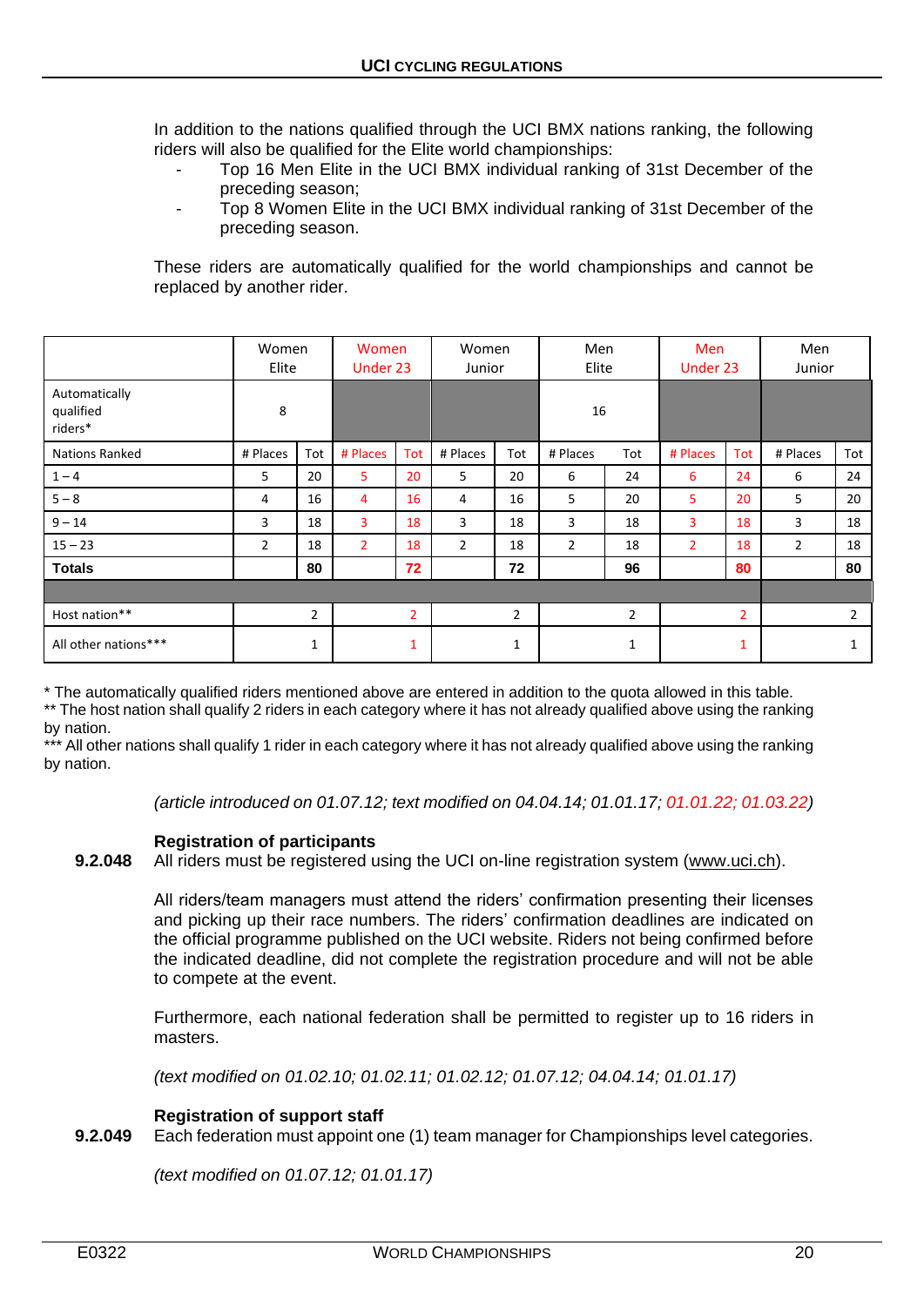In addition to the nations qualified through the UCI BMX nations ranking, the following riders will also be qualified for the Elite world championships:

- Top 16 Men Elite in the UCI BMX individual ranking of 31st December of the preceding season;
- Top 8 Women Elite in the UCI BMX individual ranking of 31st December of the preceding season.

These riders are automatically qualified for the world championships and cannot be replaced by another rider.

| | Women Elite | | Women Under 23 | | Women Junior | | Men Elite | | Men Under 23 | | Men Junior | |
|---|---|---|---|---|---|---|---|---|---|---|---|---|
| Automatically qualified riders* | 8 | | | | | | 16 | | | | | |
| Nations Ranked | # Places | Tot | # Places | Tot | # Places | Tot | # Places | Tot | # Places | Tot | # Places | Tot |
| 1 – 4 | 5 | 20 | 5 | 20 | 5 | 20 | 6 | 24 | 6 | 24 | 6 | 24 |
| 5 – 8 | 4 | 16 | 4 | 16 | 4 | 16 | 5 | 20 | 5 | 20 | 5 | 20 |
| 9 – 14 | 3 | 18 | 3 | 18 | 3 | 18 | 3 | 18 | 3 | 18 | 3 | 18 |
| 15 – 23 | 2 | 18 | 2 | 18 | 2 | 18 | 2 | 18 | 2 | 18 | 2 | 18 |
| **Totals** | | **80** | | **72** | | **72** | | **96** | | **80** | | **80** |
| | | | | | | | | | | | | |
| Host nation** | | 2 | | 2 | | 2 | | 2 | | 2 | | 2 |
| All other nations*** | | 1 | | 1 | | 1 | | 1 | | 1 | | 1 |

\* The automatically qualified riders mentioned above are entered in addition to the quota allowed in this table.
** The host nation shall qualify 2 riders in each category where it has not already qualified above using the ranking by nation.
*** All other nations shall qualify 1 rider in each category where it has not already qualified above using the ranking by nation.

*(article introduced on 01.07.12; text modified on 04.04.14; 01.01.17; 01.01.22; 01.03.22)*

**Registration of participants**

**9.2.048** All riders must be registered using the UCI on-line registration system (www.uci.ch).

All riders/team managers must attend the riders' confirmation presenting their licenses and picking up their race numbers. The riders' confirmation deadlines are indicated on the official programme published on the UCI website. Riders not being confirmed before the indicated deadline, did not complete the registration procedure and will not be able to compete at the event.

Furthermore, each national federation shall be permitted to register up to 16 riders in masters.

*(text modified on 01.02.10; 01.02.11; 01.02.12; 01.07.12; 04.04.14; 01.01.17)*

**Registration of support staff**

**9.2.049** Each federation must appoint one (1) team manager for Championships level categories.

*(text modified on 01.07.12; 01.01.17)*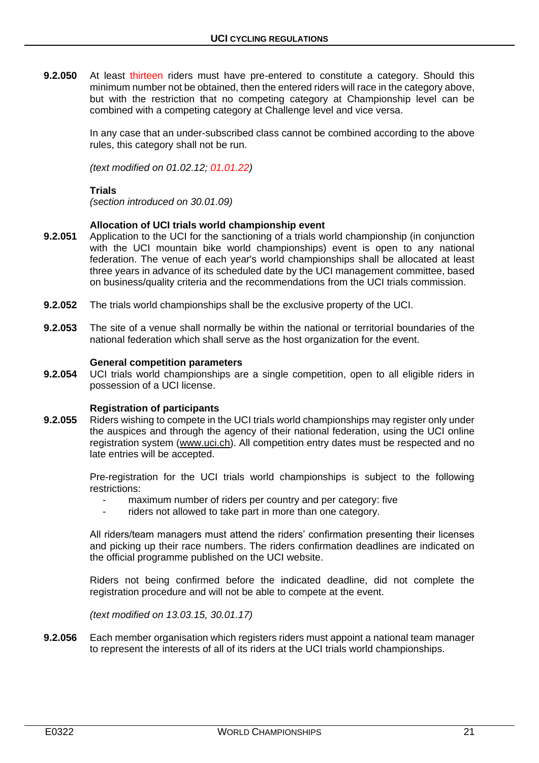**9.2.050** At least thirteen riders must have pre-entered to constitute a category. Should this minimum number not be obtained, then the entered riders will race in the category above, but with the restriction that no competing category at Championship level can be combined with a competing category at Challenge level and vice versa.

In any case that an under-subscribed class cannot be combined according to the above rules, this category shall not be run.

*(text modified on 01.02.12; 01.01.22)*

**Trials**
*(section introduced on 30.01.09)*

**Allocation of UCI trials world championship event**

**9.2.051** Application to the UCI for the sanctioning of a trials world championship (in conjunction with the UCI mountain bike world championships) event is open to any national federation. The venue of each year's world championships shall be allocated at least three years in advance of its scheduled date by the UCI management committee, based on business/quality criteria and the recommendations from the UCI trials commission.

**9.2.052** The trials world championships shall be the exclusive property of the UCI.

**9.2.053** The site of a venue shall normally be within the national or territorial boundaries of the national federation which shall serve as the host organization for the event.

**General competition parameters**

**9.2.054** UCI trials world championships are a single competition, open to all eligible riders in possession of a UCI license.

**Registration of participants**

**9.2.055** Riders wishing to compete in the UCI trials world championships may register only under the auspices and through the agency of their national federation, using the UCI online registration system (www.uci.ch). All competition entry dates must be respected and no late entries will be accepted.

Pre-registration for the UCI trials world championships is subject to the following restrictions:

- maximum number of riders per country and per category: five
- riders not allowed to take part in more than one category.

All riders/team managers must attend the riders' confirmation presenting their licenses and picking up their race numbers. The riders confirmation deadlines are indicated on the official programme published on the UCI website.

Riders not being confirmed before the indicated deadline, did not complete the registration procedure and will not be able to compete at the event.

*(text modified on 13.03.15, 30.01.17)*

**9.2.056** Each member organisation which registers riders must appoint a national team manager to represent the interests of all of its riders at the UCI trials world championships.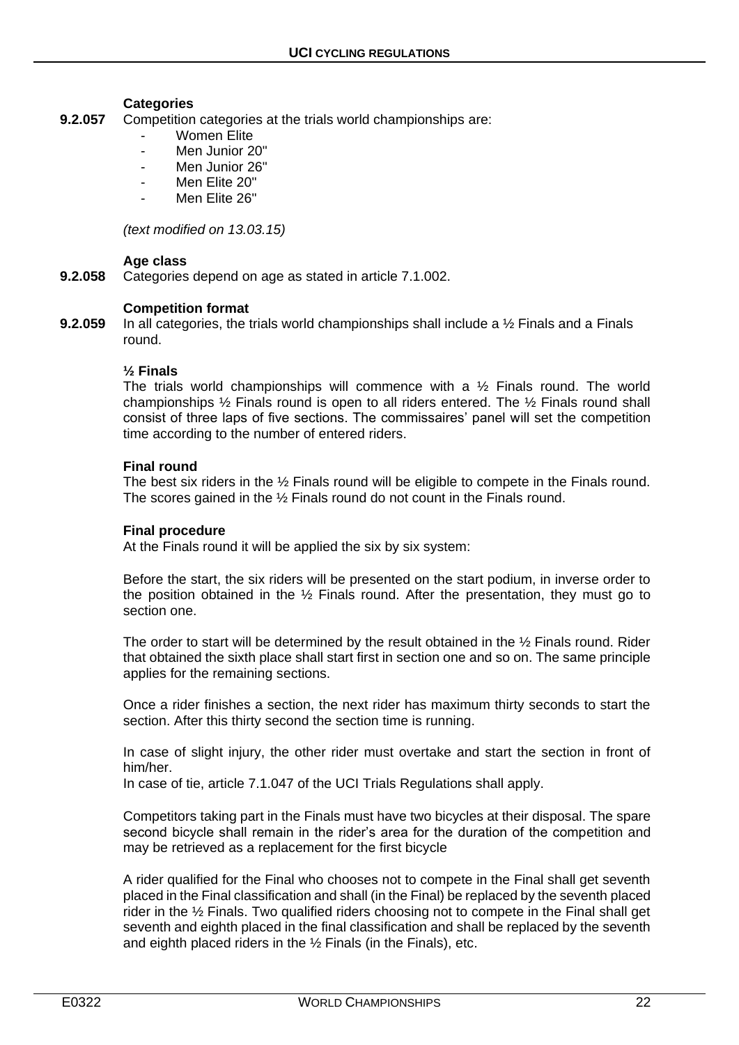**Categories**

**9.2.057** Competition categories at the trials world championships are:

- Women Elite
- Men Junior 20"
- Men Junior 26"
- Men Elite 20"
- Men Elite 26"

*(text modified on 13.03.15)*

**Age class**

**9.2.058** Categories depend on age as stated in article 7.1.002.

**Competition format**

**9.2.059** In all categories, the trials world championships shall include a ½ Finals and a Finals round.

**½ Finals**

The trials world championships will commence with a ½ Finals round. The world championships ½ Finals round is open to all riders entered. The ½ Finals round shall consist of three laps of five sections. The commissaires' panel will set the competition time according to the number of entered riders.

**Final round**

The best six riders in the ½ Finals round will be eligible to compete in the Finals round. The scores gained in the ½ Finals round do not count in the Finals round.

**Final procedure**

At the Finals round it will be applied the six by six system:

Before the start, the six riders will be presented on the start podium, in inverse order to the position obtained in the ½ Finals round. After the presentation, they must go to section one.

The order to start will be determined by the result obtained in the ½ Finals round. Rider that obtained the sixth place shall start first in section one and so on. The same principle applies for the remaining sections.

Once a rider finishes a section, the next rider has maximum thirty seconds to start the section. After this thirty second the section time is running.

In case of slight injury, the other rider must overtake and start the section in front of him/her.
In case of tie, article 7.1.047 of the UCI Trials Regulations shall apply.

Competitors taking part in the Finals must have two bicycles at their disposal. The spare second bicycle shall remain in the rider's area for the duration of the competition and may be retrieved as a replacement for the first bicycle

A rider qualified for the Final who chooses not to compete in the Final shall get seventh placed in the Final classification and shall (in the Final) be replaced by the seventh placed rider in the ½ Finals. Two qualified riders choosing not to compete in the Final shall get seventh and eighth placed in the final classification and shall be replaced by the seventh and eighth placed riders in the ½ Finals (in the Finals), etc.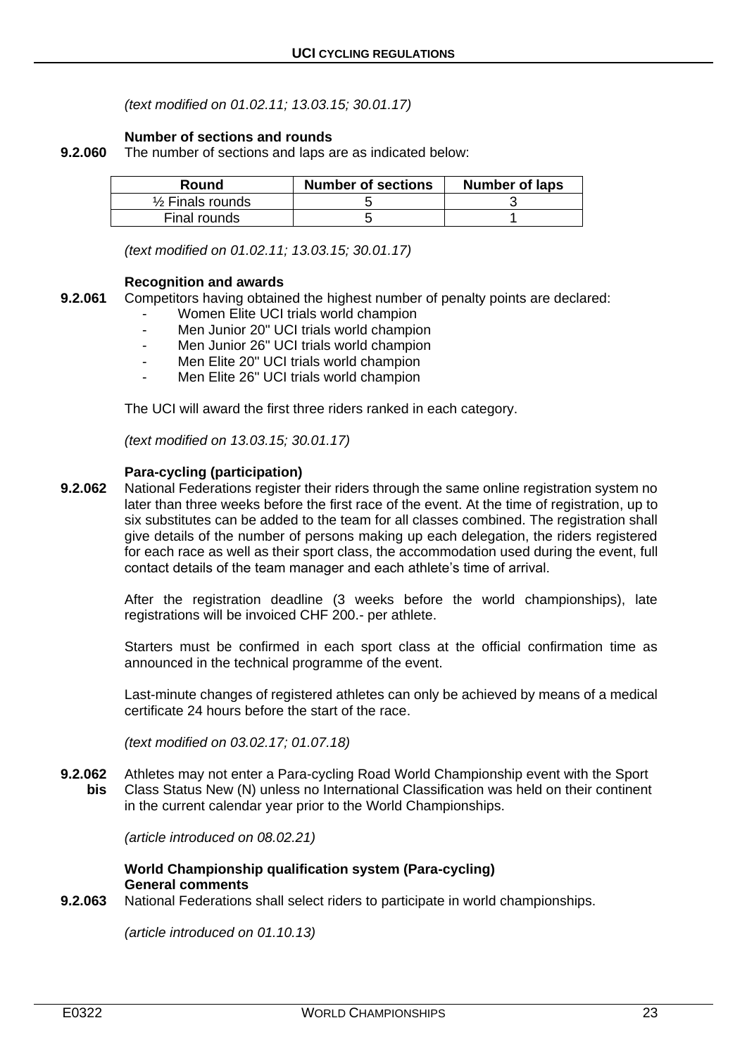*(text modified on 01.02.11; 13.03.15; 30.01.17)*

**Number of sections and rounds**

**9.2.060** The number of sections and laps are as indicated below:

| Round | Number of sections | Number of laps |
| --- | --- | --- |
| ½ Finals rounds | 5 | 3 |
| Final rounds | 5 | 1 |

*(text modified on 01.02.11; 13.03.15; 30.01.17)*

**Recognition and awards**

**9.2.061** Competitors having obtained the highest number of penalty points are declared:

- Women Elite UCI trials world champion
- Men Junior 20" UCI trials world champion
- Men Junior 26" UCI trials world champion
- Men Elite 20" UCI trials world champion
- Men Elite 26" UCI trials world champion

The UCI will award the first three riders ranked in each category.

*(text modified on 13.03.15; 30.01.17)*

**Para-cycling (participation)**

**9.2.062** National Federations register their riders through the same online registration system no later than three weeks before the first race of the event. At the time of registration, up to six substitutes can be added to the team for all classes combined. The registration shall give details of the number of persons making up each delegation, the riders registered for each race as well as their sport class, the accommodation used during the event, full contact details of the team manager and each athlete's time of arrival.

After the registration deadline (3 weeks before the world championships), late registrations will be invoiced CHF 200.- per athlete.

Starters must be confirmed in each sport class at the official confirmation time as announced in the technical programme of the event.

Last-minute changes of registered athletes can only be achieved by means of a medical certificate 24 hours before the start of the race.

*(text modified on 03.02.17; 01.07.18)*

**9.2.062 bis** Athletes may not enter a Para-cycling Road World Championship event with the Sport Class Status New (N) unless no International Classification was held on their continent in the current calendar year prior to the World Championships.

*(article introduced on 08.02.21)*

**World Championship qualification system (Para-cycling)**
**General comments**

**9.2.063** National Federations shall select riders to participate in world championships.

*(article introduced on 01.10.13)*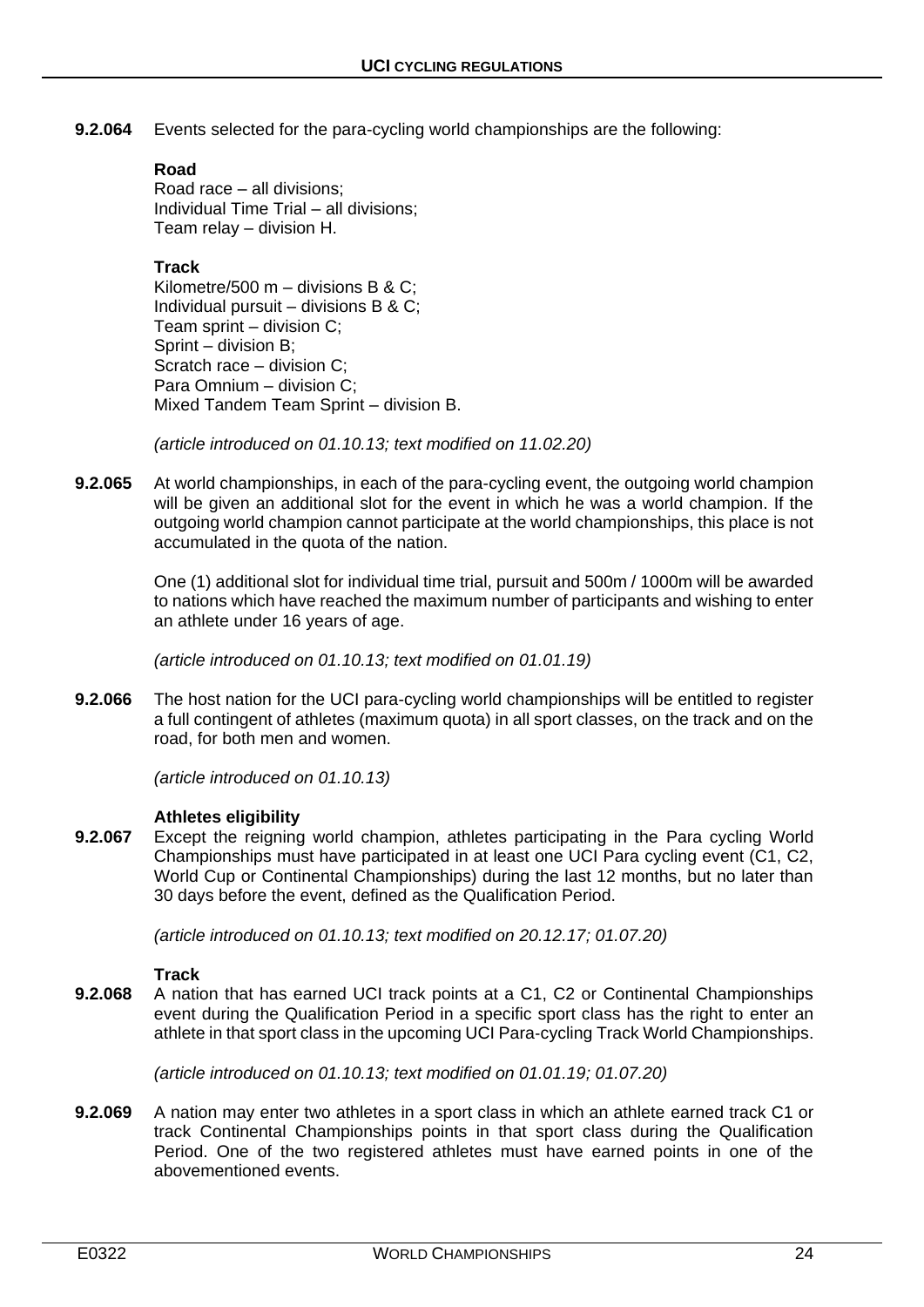**9.2.064** Events selected for the para-cycling world championships are the following:

**Road**
Road race – all divisions;
Individual Time Trial – all divisions;
Team relay – division H.

**Track**
Kilometre/500 m – divisions B & C;
Individual pursuit – divisions B & C;
Team sprint – division C;
Sprint – division B;
Scratch race – division C;
Para Omnium – division C;
Mixed Tandem Team Sprint – division B.

*(article introduced on 01.10.13; text modified on 11.02.20)*

**9.2.065** At world championships, in each of the para-cycling event, the outgoing world champion will be given an additional slot for the event in which he was a world champion. If the outgoing world champion cannot participate at the world championships, this place is not accumulated in the quota of the nation.

One (1) additional slot for individual time trial, pursuit and 500m / 1000m will be awarded to nations which have reached the maximum number of participants and wishing to enter an athlete under 16 years of age.

*(article introduced on 01.10.13; text modified on 01.01.19)*

**9.2.066** The host nation for the UCI para-cycling world championships will be entitled to register a full contingent of athletes (maximum quota) in all sport classes, on the track and on the road, for both men and women.

*(article introduced on 01.10.13)*

**Athletes eligibility**

**9.2.067** Except the reigning world champion, athletes participating in the Para cycling World Championships must have participated in at least one UCI Para cycling event (C1, C2, World Cup or Continental Championships) during the last 12 months, but no later than 30 days before the event, defined as the Qualification Period.

*(article introduced on 01.10.13; text modified on 20.12.17; 01.07.20)*

**Track**

**9.2.068** A nation that has earned UCI track points at a C1, C2 or Continental Championships event during the Qualification Period in a specific sport class has the right to enter an athlete in that sport class in the upcoming UCI Para-cycling Track World Championships.

*(article introduced on 01.10.13; text modified on 01.01.19; 01.07.20)*

**9.2.069** A nation may enter two athletes in a sport class in which an athlete earned track C1 or track Continental Championships points in that sport class during the Qualification Period. One of the two registered athletes must have earned points in one of the abovementioned events.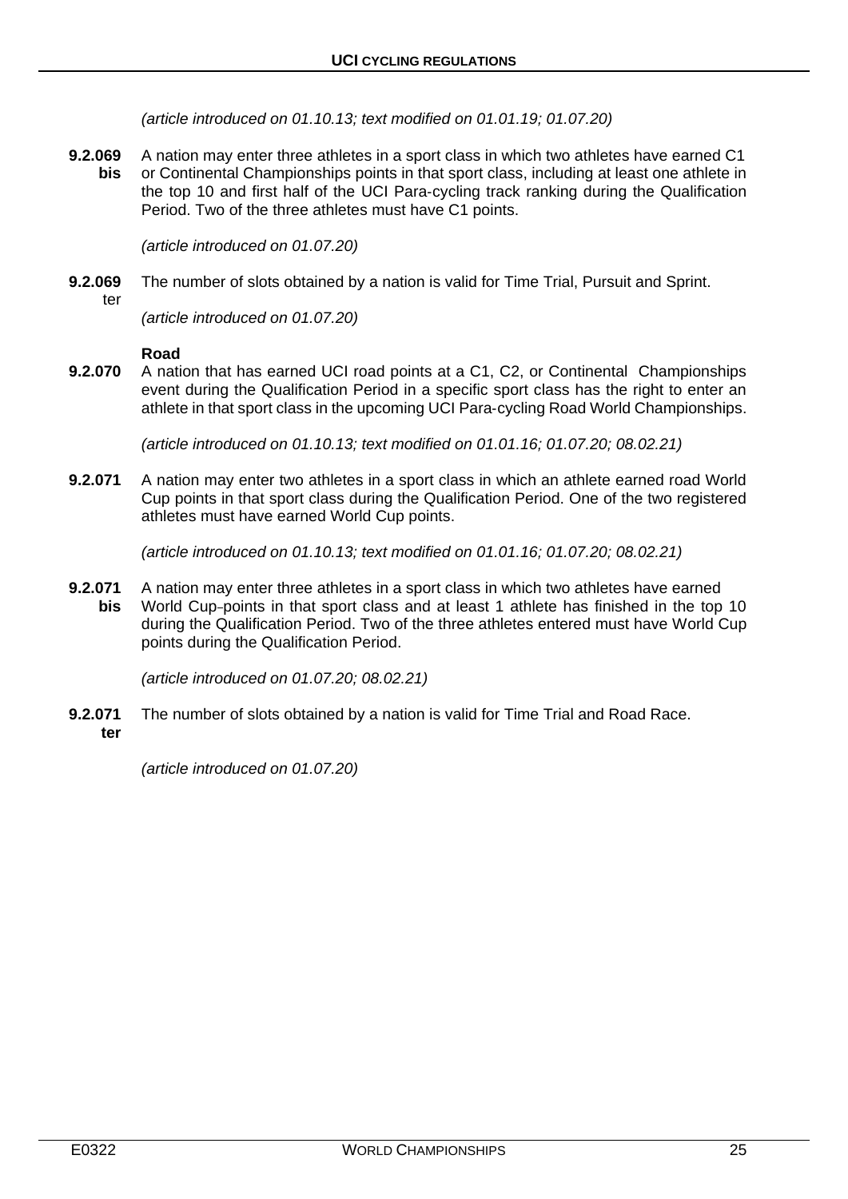*(article introduced on 01.10.13; text modified on 01.01.19; 01.07.20)*

**9.2.069 bis** A nation may enter three athletes in a sport class in which two athletes have earned C1 or Continental Championships points in that sport class, including at least one athlete in the top 10 and first half of the UCI Para-cycling track ranking during the Qualification Period. Two of the three athletes must have C1 points.

*(article introduced on 01.07.20)*

**9.2.069 ter** The number of slots obtained by a nation is valid for Time Trial, Pursuit and Sprint.

*(article introduced on 01.07.20)*

**Road**

**9.2.070** A nation that has earned UCI road points at a C1, C2, or Continental Championships event during the Qualification Period in a specific sport class has the right to enter an athlete in that sport class in the upcoming UCI Para-cycling Road World Championships.

*(article introduced on 01.10.13; text modified on 01.01.16; 01.07.20; 08.02.21)*

**9.2.071** A nation may enter two athletes in a sport class in which an athlete earned road World Cup points in that sport class during the Qualification Period. One of the two registered athletes must have earned World Cup points.

*(article introduced on 01.10.13; text modified on 01.01.16; 01.07.20; 08.02.21)*

**9.2.071 bis** A nation may enter three athletes in a sport class in which two athletes have earned World Cup-points in that sport class and at least 1 athlete has finished in the top 10 during the Qualification Period. Two of the three athletes entered must have World Cup points during the Qualification Period.

*(article introduced on 01.07.20; 08.02.21)*

**9.2.071 ter** The number of slots obtained by a nation is valid for Time Trial and Road Race.

*(article introduced on 01.07.20)*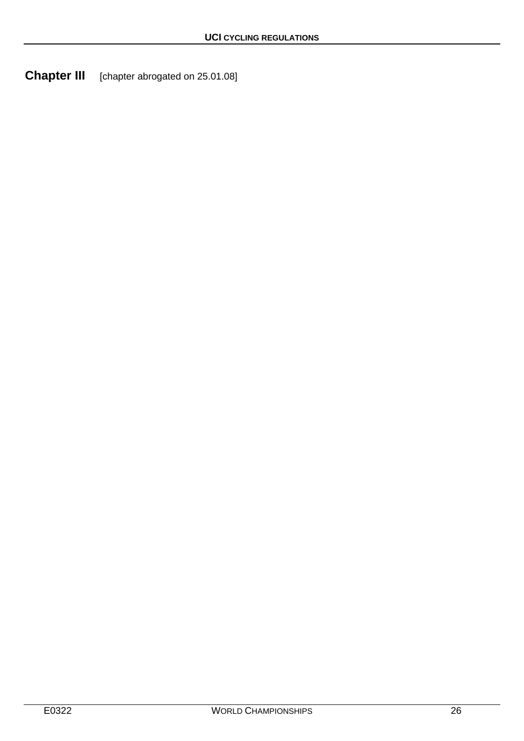## Chapter III [chapter abrogated on 25.01.08]